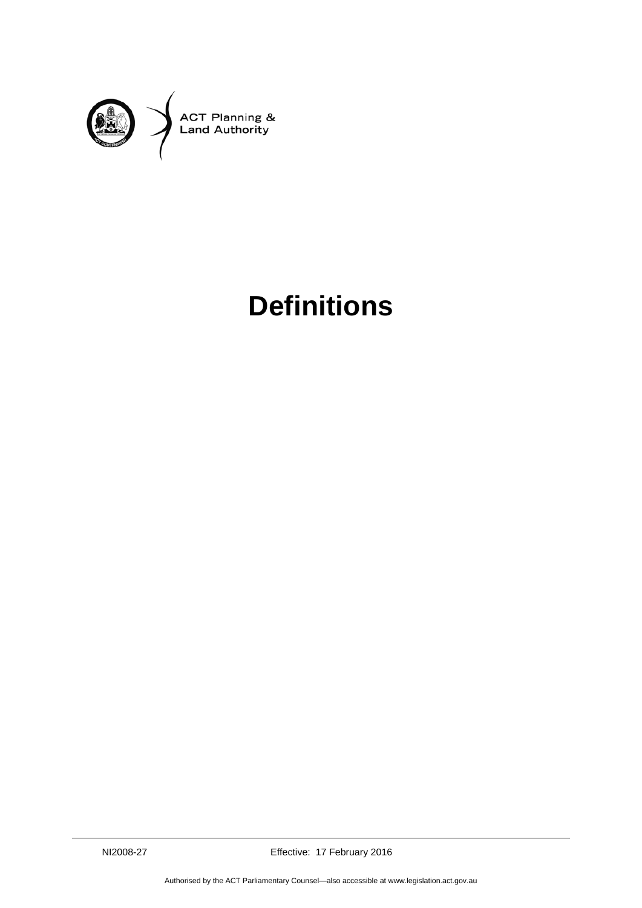ACT Planning & Land Authority

# Definitions

NI2008-27 Effective: 17 February 2016

Authorised by the ACT Parliamentary Counsel—also accessible at www.legislation.act.gov.au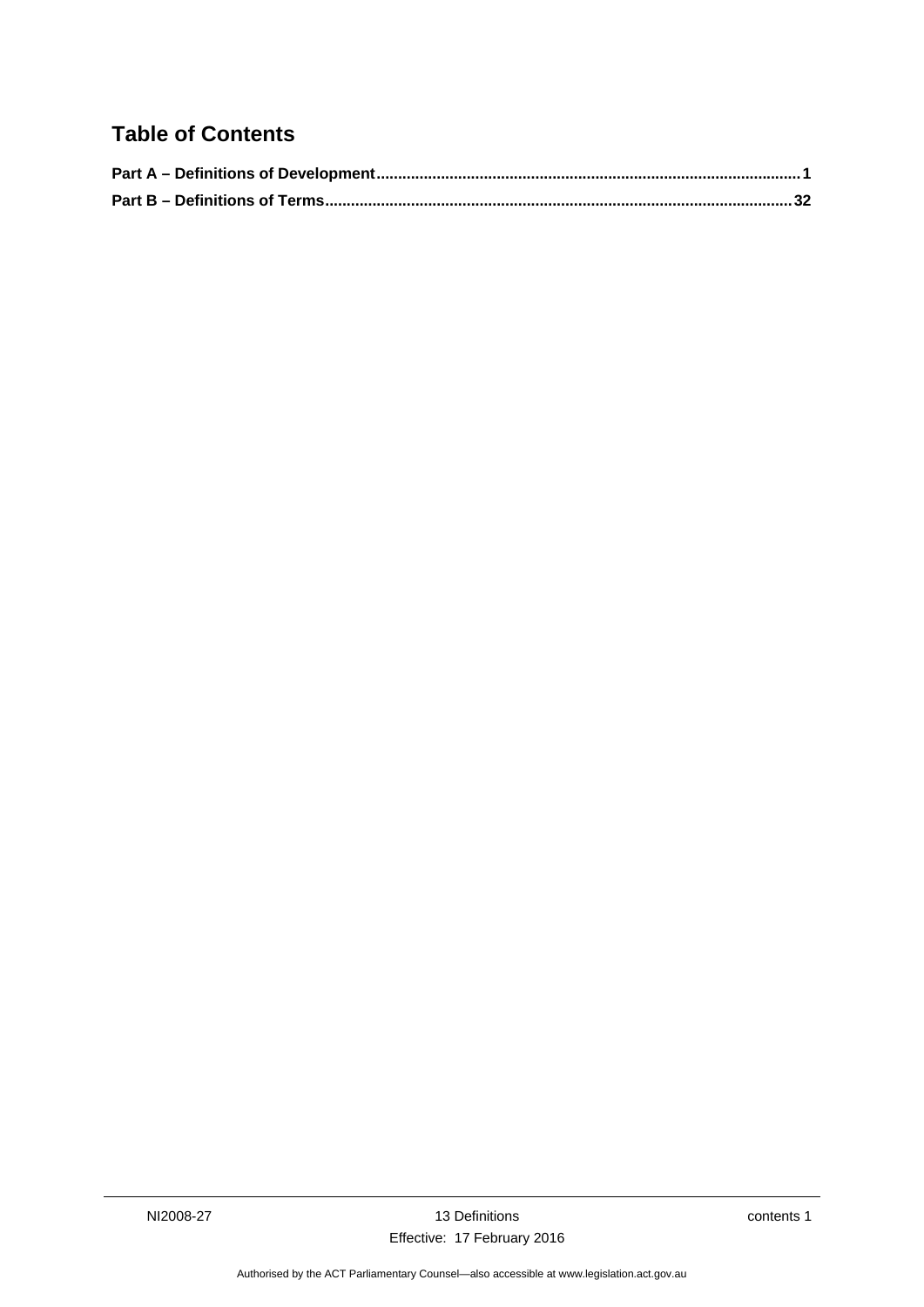## Table of Contents

**Part A – Definitions of Development** ........................................ **1**

**Part B – Definitions of Terms** ........................................ **32**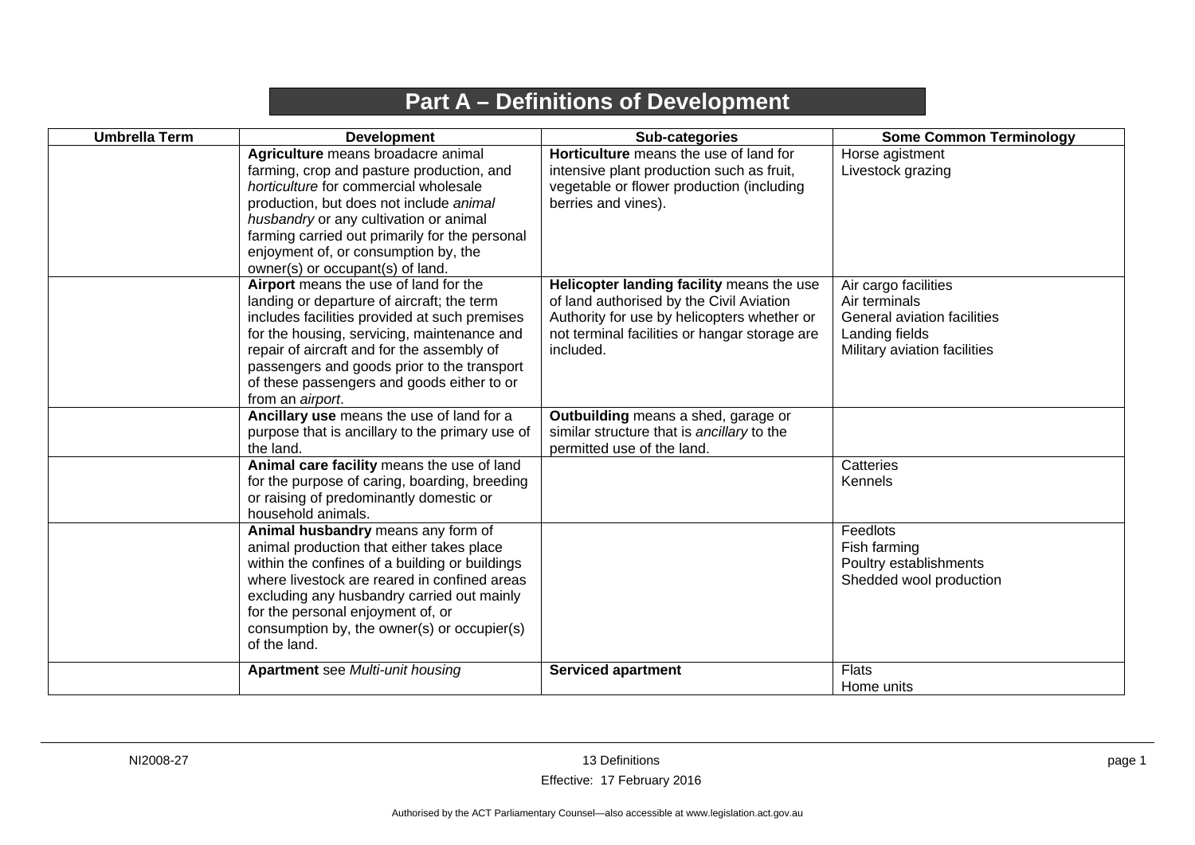# Part A – Definitions of Development

| Umbrella Term | Development | Sub-categories | Some Common Terminology |
|---|---|---|---|
| | **Agriculture** means broadacre animal farming, crop and pasture production, and *horticulture* for commercial wholesale production, but does not include *animal husbandry* or any cultivation or animal farming carried out primarily for the personal enjoyment of, or consumption by, the owner(s) or occupant(s) of land. | **Horticulture** means the use of land for intensive plant production such as fruit, vegetable or flower production (including berries and vines). | Horse agistment<br>Livestock grazing |
| | **Airport** means the use of land for the landing or departure of aircraft; the term includes facilities provided at such premises for the housing, servicing, maintenance and repair of aircraft and for the assembly of passengers and goods prior to the transport of these passengers and goods either to or from an *airport*. | **Helicopter landing facility** means the use of land authorised by the Civil Aviation Authority for use by helicopters whether or not terminal facilities or hangar storage are included. | Air cargo facilities<br>Air terminals<br>General aviation facilities<br>Landing fields<br>Military aviation facilities |
| | **Ancillary use** means the use of land for a purpose that is ancillary to the primary use of the land. | **Outbuilding** means a shed, garage or similar structure that is *ancillary* to the permitted use of the land. | |
| | **Animal care facility** means the use of land for the purpose of caring, boarding, breeding or raising of predominantly domestic or household animals. | | Catteries<br>Kennels |
| | **Animal husbandry** means any form of animal production that either takes place within the confines of a building or buildings where livestock are reared in confined areas excluding any husbandry carried out mainly for the personal enjoyment of, or consumption by, the owner(s) or occupier(s) of the land. | | Feedlots<br>Fish farming<br>Poultry establishments<br>Shedded wool production |
| | **Apartment** see *Multi-unit housing* | **Serviced apartment** | Flats<br>Home units |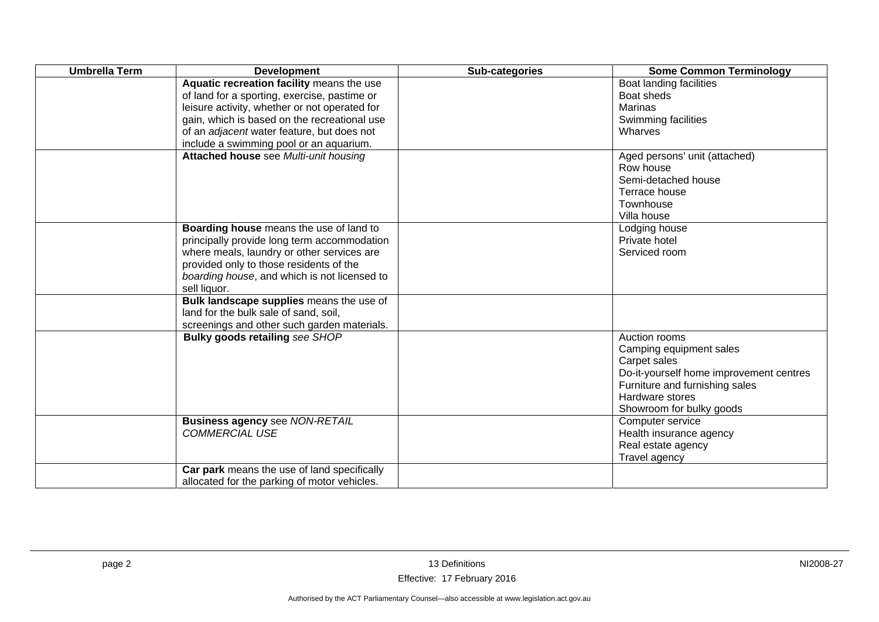| Umbrella Term | Development | Sub-categories | Some Common Terminology |
|---|---|---|---|
| | **Aquatic recreation facility** means the use of land for a sporting, exercise, pastime or leisure activity, whether or not operated for gain, which is based on the recreational use of an *adjacent* water feature, but does not include a swimming pool or an aquarium. | | Boat landing facilities<br>Boat sheds<br>Marinas<br>Swimming facilities<br>Wharves |
| | **Attached house** see *Multi-unit housing* | | Aged persons' unit (attached)<br>Row house<br>Semi-detached house<br>Terrace house<br>Townhouse<br>Villa house |
| | **Boarding house** means the use of land to principally provide long term accommodation where meals, laundry or other services are provided only to those residents of the *boarding house*, and which is not licensed to sell liquor. | | Lodging house<br>Private hotel<br>Serviced room |
| | **Bulk landscape supplies** means the use of land for the bulk sale of sand, soil, screenings and other such garden materials. | | |
| | **Bulky goods retailing** *see SHOP* | | Auction rooms<br>Camping equipment sales<br>Carpet sales<br>Do-it-yourself home improvement centres<br>Furniture and furnishing sales<br>Hardware stores<br>Showroom for bulky goods |
| | **Business agency** see *NON-RETAIL COMMERCIAL USE* | | Computer service<br>Health insurance agency<br>Real estate agency<br>Travel agency |
| | **Car park** means the use of land specifically allocated for the parking of motor vehicles. | | |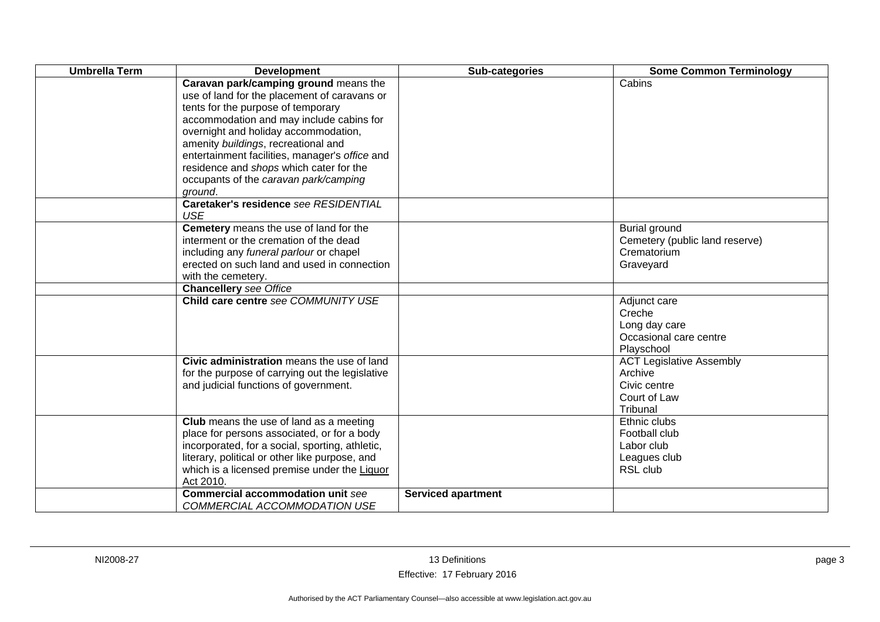| Umbrella Term | Development | Sub-categories | Some Common Terminology |
|---|---|---|---|
| | **Caravan park/camping ground** means the use of land for the placement of caravans or tents for the purpose of temporary accommodation and may include cabins for overnight and holiday accommodation, amenity *buildings*, recreational and entertainment facilities, manager's *office* and residence and *shops* which cater for the occupants of the *caravan park/camping ground*. | | Cabins |
| | **Caretaker's residence** *see RESIDENTIAL USE* | | |
| | **Cemetery** means the use of land for the interment or the cremation of the dead including any *funeral parlour* or chapel erected on such land and used in connection with the cemetery. | | Burial ground<br>Cemetery (public land reserve)<br>Crematorium<br>Graveyard |
| | **Chancellery** *see Office* | | |
| | **Child care centre** *see COMMUNITY USE* | | Adjunct care<br>Creche<br>Long day care<br>Occasional care centre<br>Playschool |
| | **Civic administration** means the use of land for the purpose of carrying out the legislative and judicial functions of government. | | ACT Legislative Assembly<br>Archive<br>Civic centre<br>Court of Law<br>Tribunal |
| | **Club** means the use of land as a meeting place for persons associated, or for a body incorporated, for a social, sporting, athletic, literary, political or other like purpose, and which is a licensed premise under the Liquor Act 2010. | | Ethnic clubs<br>Football club<br>Labor club<br>Leagues club<br>RSL club |
| | **Commercial accommodation unit** *see COMMERCIAL ACCOMMODATION USE* | **Serviced apartment** | |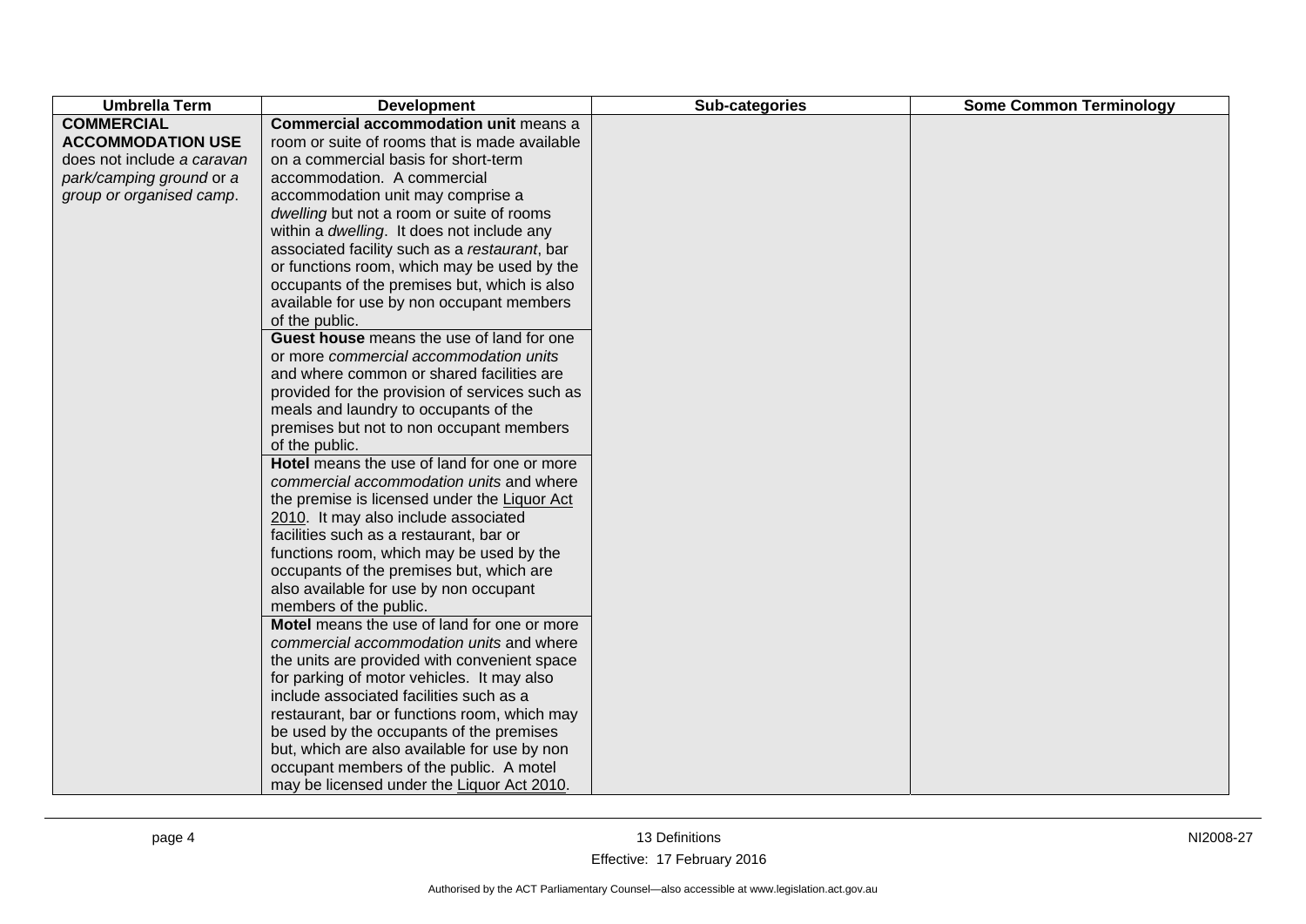| Umbrella Term | Development | Sub-categories | Some Common Terminology |
|---|---|---|---|
| **COMMERCIAL ACCOMMODATION USE** does not include *a caravan park/camping ground* or a *group or organised camp*. | **Commercial accommodation unit** means a room or suite of rooms that is made available on a commercial basis for short-term accommodation. A commercial accommodation unit may comprise a *dwelling* but not a room or suite of rooms within a *dwelling*. It does not include any associated facility such as a *restaurant*, bar or functions room, which may be used by the occupants of the premises but, which is also available for use by non occupant members of the public. | | |
| | **Guest house** means the use of land for one or more *commercial accommodation units* and where common or shared facilities are provided for the provision of services such as meals and laundry to occupants of the premises but not to non occupant members of the public. | | |
| | **Hotel** means the use of land for one or more *commercial accommodation units* and where the premise is licensed under the Liquor Act 2010. It may also include associated facilities such as a restaurant, bar or functions room, which may be used by the occupants of the premises but, which are also available for use by non occupant members of the public. | | |
| | **Motel** means the use of land for one or more *commercial accommodation units* and where the units are provided with convenient space for parking of motor vehicles. It may also include associated facilities such as a restaurant, bar or functions room, which may be used by the occupants of the premises but, which are also available for use by non occupant members of the public. A motel may be licensed under the Liquor Act 2010. | | |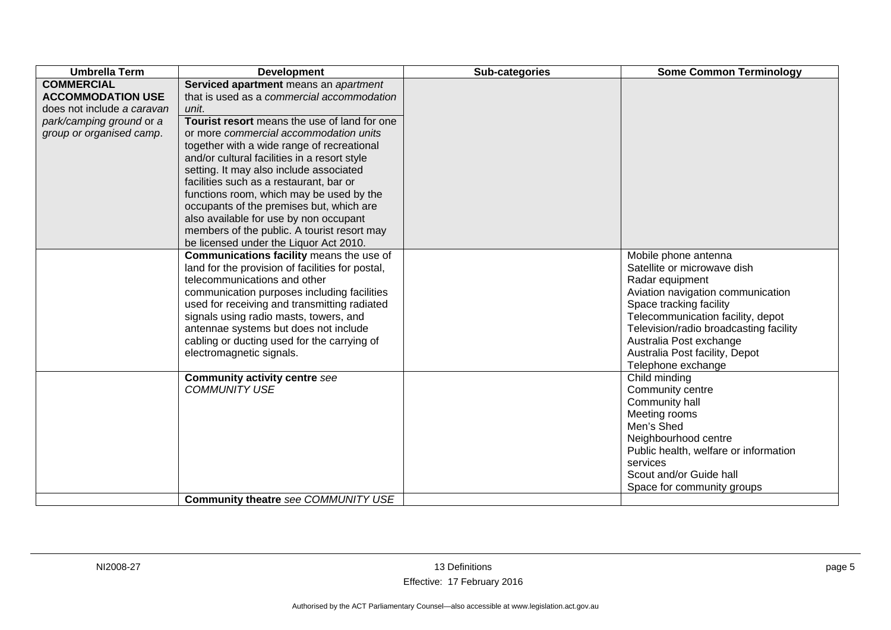| Umbrella Term | Development | Sub-categories | Some Common Terminology |
|---|---|---|---|
| **COMMERCIAL ACCOMMODATION USE** does not include *a caravan park/camping ground* or a *group or organised camp*. | **Serviced apartment** means an *apartment* that is used as a *commercial accommodation unit*.<br>**Tourist resort** means the use of land for one or more *commercial accommodation units* together with a wide range of recreational and/or cultural facilities in a resort style setting. It may also include associated facilities such as a restaurant, bar or functions room, which may be used by the occupants of the premises but, which are also available for use by non occupant members of the public. A tourist resort may be licensed under the Liquor Act 2010. | | |
| | **Communications facility** means the use of land for the provision of facilities for postal, telecommunications and other communication purposes including facilities used for receiving and transmitting radiated signals using radio masts, towers, and antennae systems but does not include cabling or ducting used for the carrying of electromagnetic signals. | | Mobile phone antenna<br>Satellite or microwave dish<br>Radar equipment<br>Aviation navigation communication<br>Space tracking facility<br>Telecommunication facility, depot<br>Television/radio broadcasting facility<br>Australia Post exchange<br>Australia Post facility, Depot<br>Telephone exchange |
| | **Community activity centre** *see COMMUNITY USE* | | Child minding<br>Community centre<br>Community hall<br>Meeting rooms<br>Men's Shed<br>Neighbourhood centre<br>Public health, welfare or information services<br>Scout and/or Guide hall<br>Space for community groups |
| | **Community theatre** *see COMMUNITY USE* | | |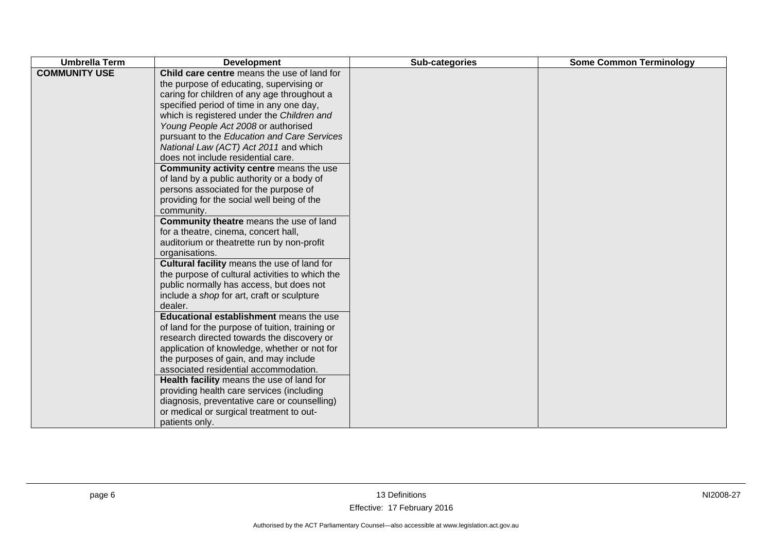| Umbrella Term | Development | Sub-categories | Some Common Terminology |
|---|---|---|---|
| **COMMUNITY USE** | **Child care centre** means the use of land for the purpose of educating, supervising or caring for children of any age throughout a specified period of time in any one day, which is registered under the *Children and Young People Act 2008* or authorised pursuant to the *Education and Care Services National Law (ACT) Act 2011* and which does not include residential care. | | |
| | **Community activity centre** means the use of land by a public authority or a body of persons associated for the purpose of providing for the social well being of the community. | | |
| | **Community theatre** means the use of land for a theatre, cinema, concert hall, auditorium or theatrette run by non-profit organisations. | | |
| | **Cultural facility** means the use of land for the purpose of cultural activities to which the public normally has access, but does not include a *shop* for art, craft or sculpture dealer. | | |
| | **Educational establishment** means the use of land for the purpose of tuition, training or research directed towards the discovery or application of knowledge, whether or not for the purposes of gain, and may include associated residential accommodation. | | |
| | **Health facility** means the use of land for providing health care services (including diagnosis, preventative care or counselling) or medical or surgical treatment to out-patients only. | | |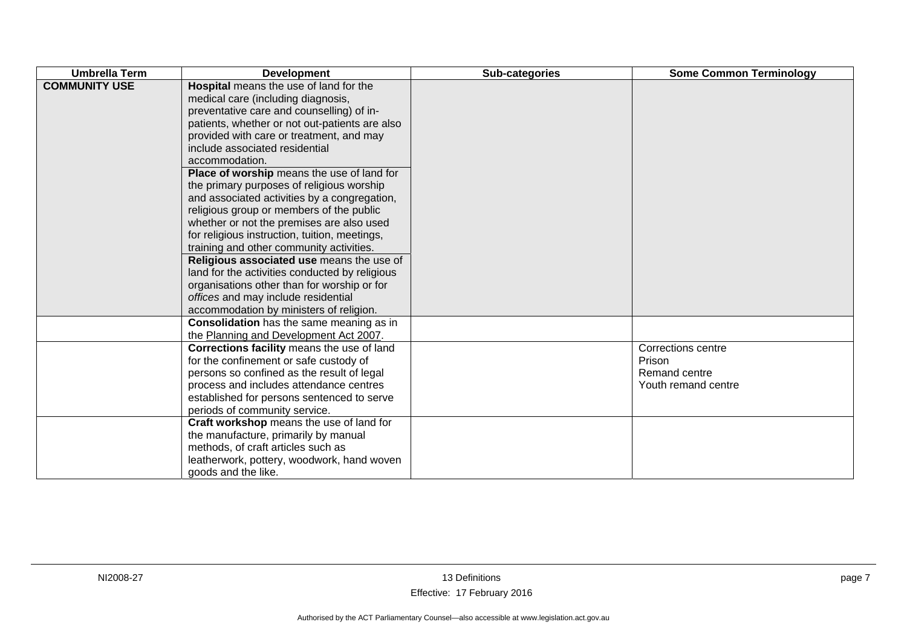| Umbrella Term | Development | Sub-categories | Some Common Terminology |
|---|---|---|---|
| **COMMUNITY USE** | **Hospital** means the use of land for the medical care (including diagnosis, preventative care and counselling) of in-patients, whether or not out-patients are also provided with care or treatment, and may include associated residential accommodation. | | |
| | **Place of worship** means the use of land for the primary purposes of religious worship and associated activities by a congregation, religious group or members of the public whether or not the premises are also used for religious instruction, tuition, meetings, training and other community activities. | | |
| | **Religious associated use** means the use of land for the activities conducted by religious organisations other than for worship or for *offices* and may include residential accommodation by ministers of religion. | | |
| | **Consolidation** has the same meaning as in the Planning and Development Act 2007. | | |
| | **Corrections facility** means the use of land for the confinement or safe custody of persons so confined as the result of legal process and includes attendance centres established for persons sentenced to serve periods of community service. | | Corrections centre<br>Prison<br>Remand centre<br>Youth remand centre |
| | **Craft workshop** means the use of land for the manufacture, primarily by manual methods, of craft articles such as leatherwork, pottery, woodwork, hand woven goods and the like. | | |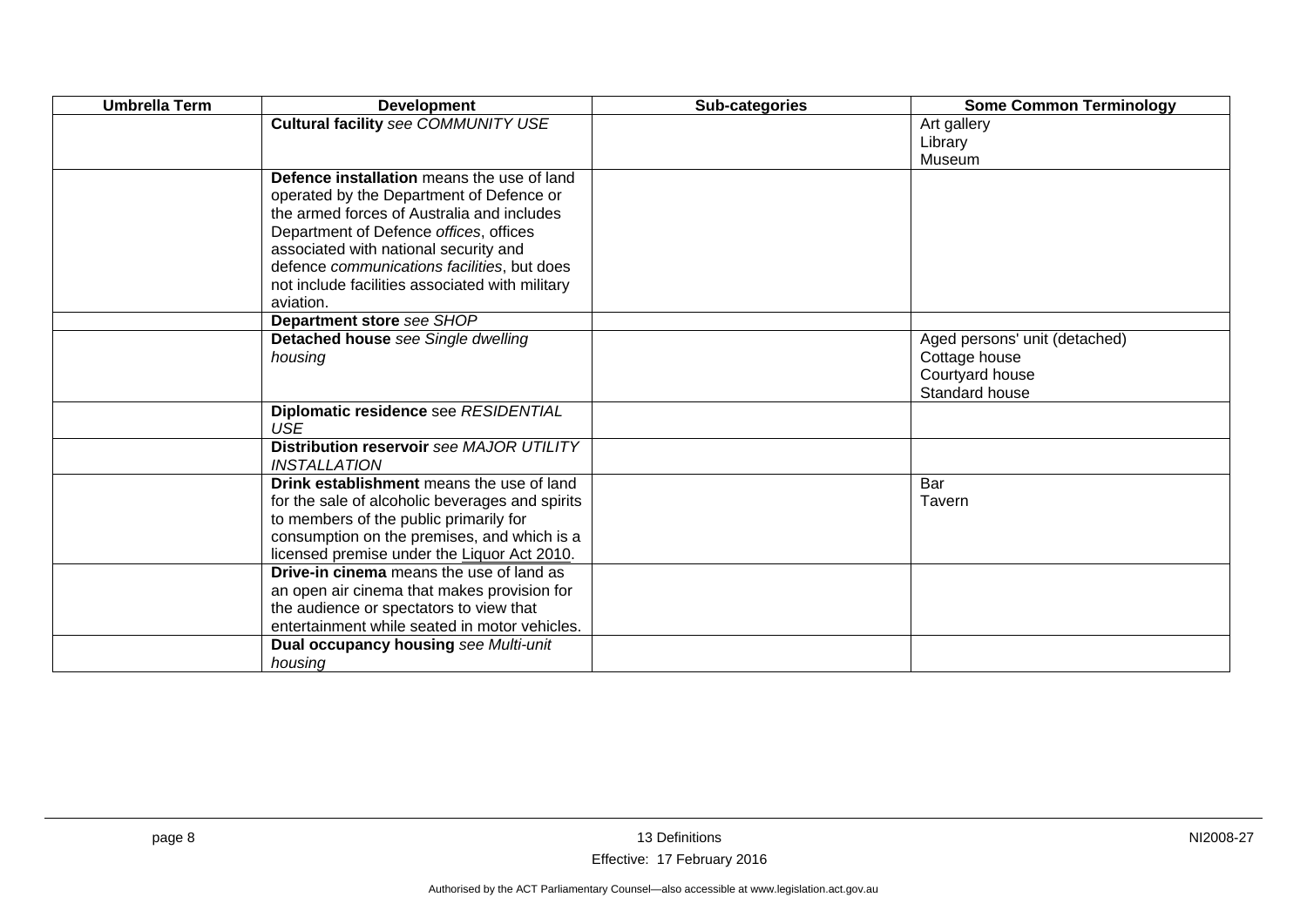| Umbrella Term | Development | Sub-categories | Some Common Terminology |
|---|---|---|---|
| | **Cultural facility** *see COMMUNITY USE* | | Art gallery<br>Library<br>Museum |
| | **Defence installation** means the use of land operated by the Department of Defence or the armed forces of Australia and includes Department of Defence *offices*, offices associated with national security and defence *communications facilities*, but does not include facilities associated with military aviation. | | |
| | **Department store** *see SHOP* | | |
| | **Detached house** *see Single dwelling housing* | | Aged persons' unit (detached)<br>Cottage house<br>Courtyard house<br>Standard house |
| | **Diplomatic residence** see *RESIDENTIAL USE* | | |
| | **Distribution reservoir** *see MAJOR UTILITY INSTALLATION* | | |
| | **Drink establishment** means the use of land for the sale of alcoholic beverages and spirits to members of the public primarily for consumption on the premises, and which is a licensed premise under the Liquor Act 2010. | | Bar<br>Tavern |
| | **Drive-in cinema** means the use of land as an open air cinema that makes provision for the audience or spectators to view that entertainment while seated in motor vehicles. | | |
| | **Dual occupancy housing** *see Multi-unit housing* | | |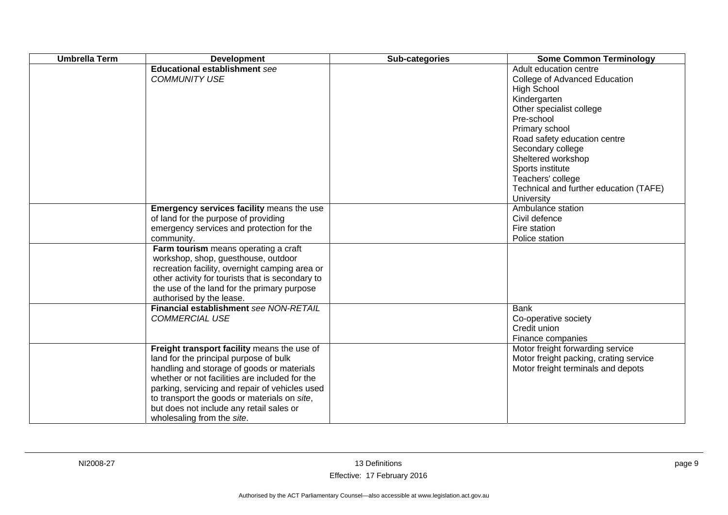| Umbrella Term | Development | Sub-categories | Some Common Terminology |
|---|---|---|---|
| | **Educational establishment** *see COMMUNITY USE* | | Adult education centre<br>College of Advanced Education<br>High School<br>Kindergarten<br>Other specialist college<br>Pre-school<br>Primary school<br>Road safety education centre<br>Secondary college<br>Sheltered workshop<br>Sports institute<br>Teachers' college<br>Technical and further education (TAFE)<br>University |
| | **Emergency services facility** means the use of land for the purpose of providing emergency services and protection for the community. | | Ambulance station<br>Civil defence<br>Fire station<br>Police station |
| | **Farm tourism** means operating a craft workshop, shop, guesthouse, outdoor recreation facility, overnight camping area or other activity for tourists that is secondary to the use of the land for the primary purpose authorised by the lease. | | |
| | **Financial establishment** *see NON-RETAIL COMMERCIAL USE* | | Bank<br>Co-operative society<br>Credit union<br>Finance companies |
| | **Freight transport facility** means the use of land for the principal purpose of bulk handling and storage of goods or materials whether or not facilities are included for the parking, servicing and repair of vehicles used to transport the goods or materials on *site*, but does not include any retail sales or wholesaling from the *site*. | | Motor freight forwarding service<br>Motor freight packing, crating service<br>Motor freight terminals and depots |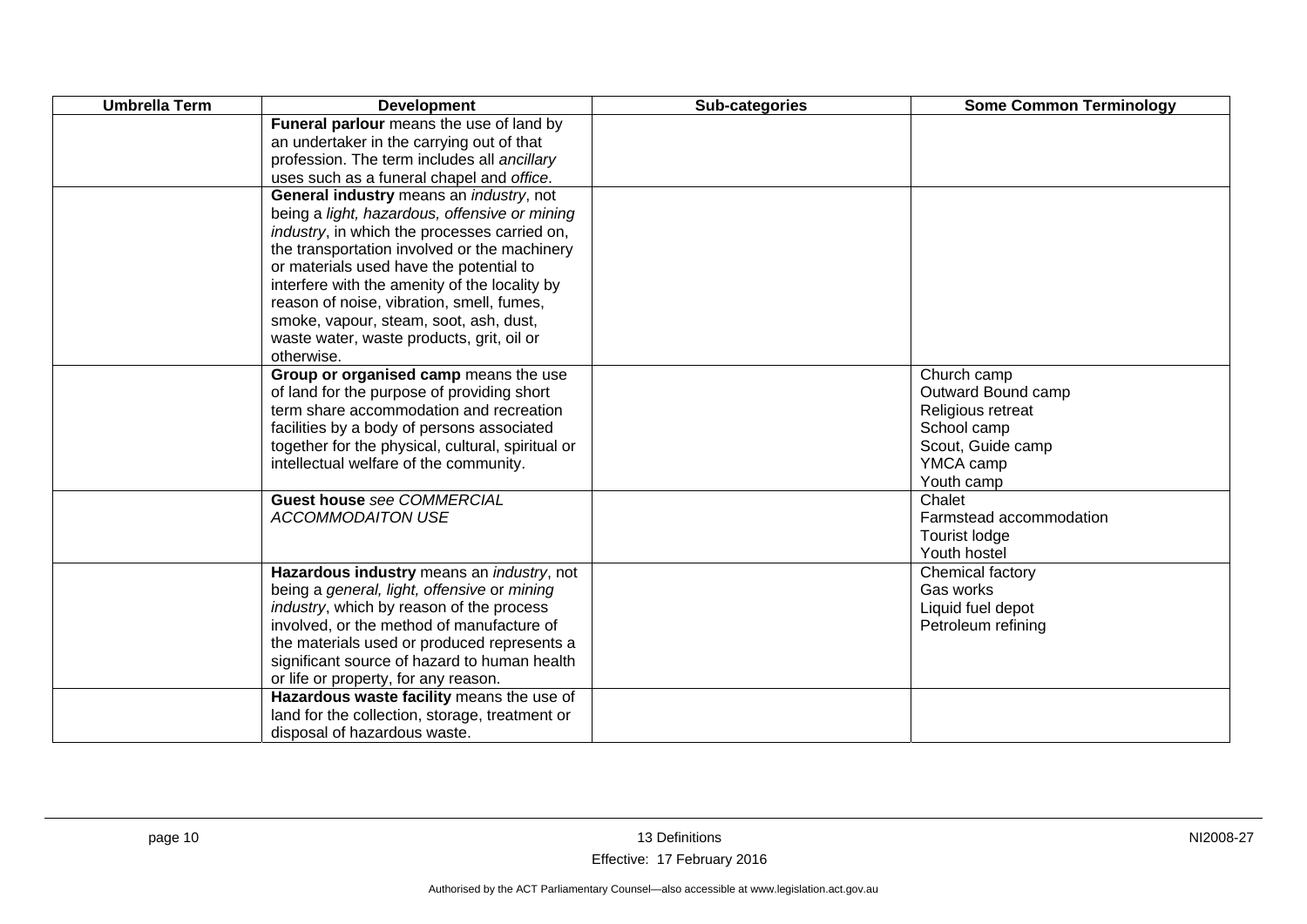| Umbrella Term | Development | Sub-categories | Some Common Terminology |
|---|---|---|---|
| | **Funeral parlour** means the use of land by an undertaker in the carrying out of that profession. The term includes all *ancillary* uses such as a funeral chapel and *office*. | | |
| | **General industry** means an *industry*, not being a *light, hazardous, offensive or mining industry*, in which the processes carried on, the transportation involved or the machinery or materials used have the potential to interfere with the amenity of the locality by reason of noise, vibration, smell, fumes, smoke, vapour, steam, soot, ash, dust, waste water, waste products, grit, oil or otherwise. | | |
| | **Group or organised camp** means the use of land for the purpose of providing short term share accommodation and recreation facilities by a body of persons associated together for the physical, cultural, spiritual or intellectual welfare of the community. | | Church camp<br>Outward Bound camp<br>Religious retreat<br>School camp<br>Scout, Guide camp<br>YMCA camp<br>Youth camp |
| | **Guest house** *see COMMERCIAL ACCOMMODAITON USE* | | Chalet<br>Farmstead accommodation<br>Tourist lodge<br>Youth hostel |
| | **Hazardous industry** means an *industry*, not being a *general, light, offensive* or *mining industry*, which by reason of the process involved, or the method of manufacture of the materials used or produced represents a significant source of hazard to human health or life or property, for any reason. | | Chemical factory<br>Gas works<br>Liquid fuel depot<br>Petroleum refining |
| | **Hazardous waste facility** means the use of land for the collection, storage, treatment or disposal of hazardous waste. | | |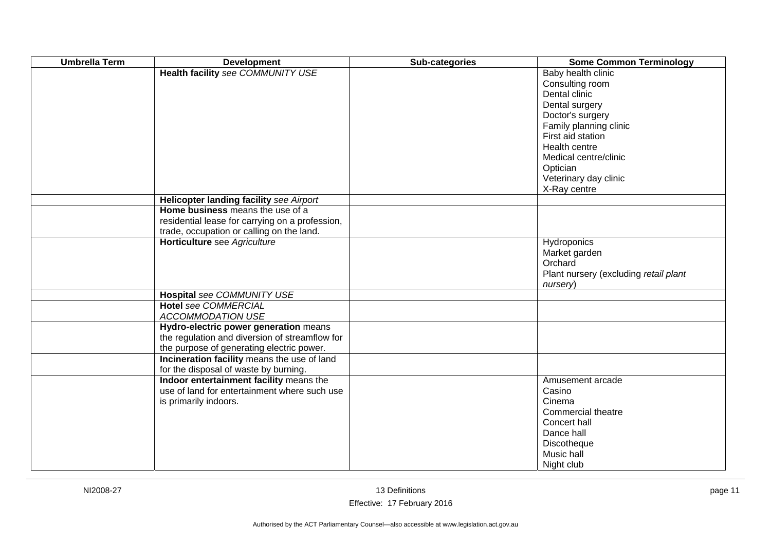| Umbrella Term | Development | Sub-categories | Some Common Terminology |
|---|---|---|---|
| | **Health facility** *see COMMUNITY USE* | | Baby health clinic<br>Consulting room<br>Dental clinic<br>Dental surgery<br>Doctor's surgery<br>Family planning clinic<br>First aid station<br>Health centre<br>Medical centre/clinic<br>Optician<br>Veterinary day clinic<br>X-Ray centre |
| | **Helicopter landing facility** *see Airport* | | |
| | **Home business** means the use of a residential lease for carrying on a profession, trade, occupation or calling on the land. | | |
| | **Horticulture** see *Agriculture* | | Hydroponics<br>Market garden<br>Orchard<br>Plant nursery (excluding *retail plant nursery*) |
| | **Hospital** *see COMMUNITY USE* | | |
| | **Hotel** *see COMMERCIAL ACCOMMODATION USE* | | |
| | **Hydro-electric power generation** means the regulation and diversion of streamflow for the purpose of generating electric power. | | |
| | **Incineration facility** means the use of land for the disposal of waste by burning. | | |
| | **Indoor entertainment facility** means the use of land for entertainment where such use is primarily indoors. | | Amusement arcade<br>Casino<br>Cinema<br>Commercial theatre<br>Concert hall<br>Dance hall<br>Discotheque<br>Music hall<br>Night club |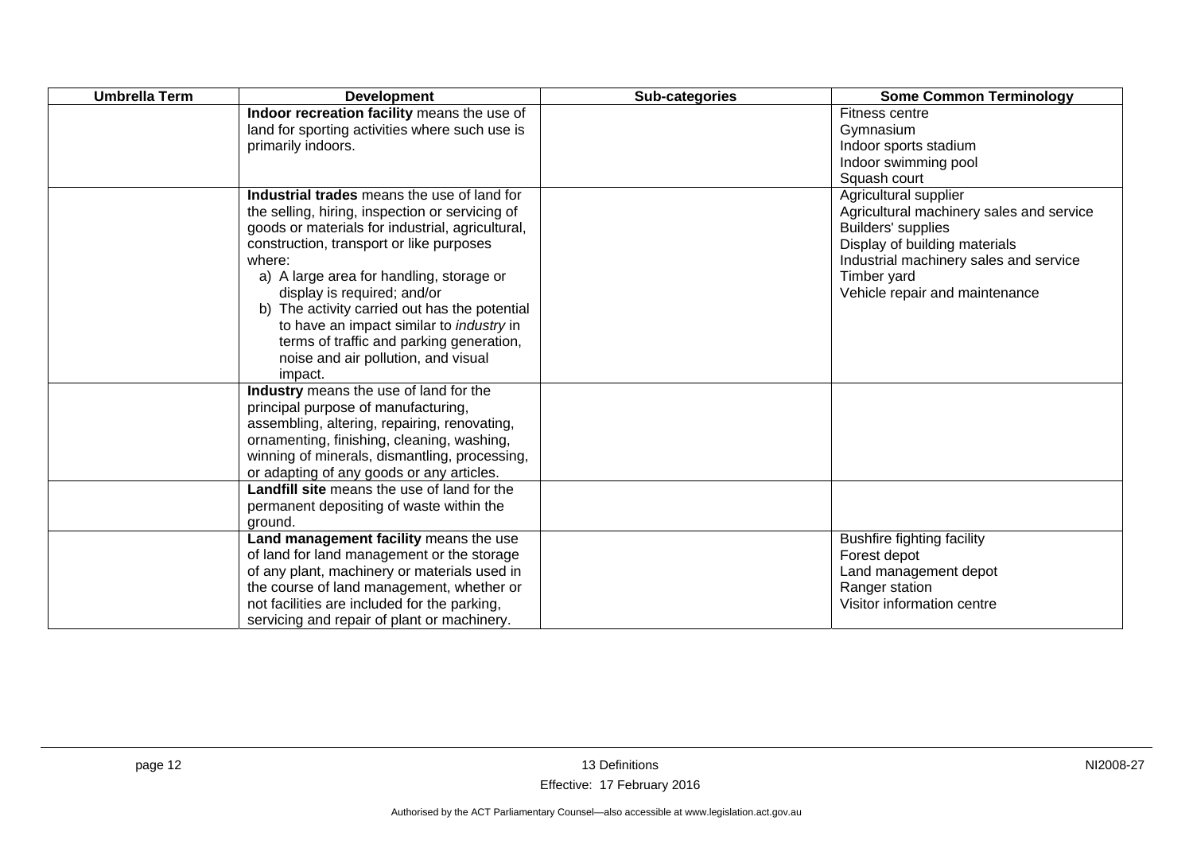| Umbrella Term | Development | Sub-categories | Some Common Terminology |
|---|---|---|---|
| | **Indoor recreation facility** means the use of land for sporting activities where such use is primarily indoors. | | Fitness centre<br>Gymnasium<br>Indoor sports stadium<br>Indoor swimming pool<br>Squash court |
| | **Industrial trades** means the use of land for the selling, hiring, inspection or servicing of goods or materials for industrial, agricultural, construction, transport or like purposes where:<br>a) A large area for handling, storage or display is required; and/or<br>b) The activity carried out has the potential to have an impact similar to *industry* in terms of traffic and parking generation, noise and air pollution, and visual impact. | | Agricultural supplier<br>Agricultural machinery sales and service<br>Builders' supplies<br>Display of building materials<br>Industrial machinery sales and service<br>Timber yard<br>Vehicle repair and maintenance |
| | **Industry** means the use of land for the principal purpose of manufacturing, assembling, altering, repairing, renovating, ornamenting, finishing, cleaning, washing, winning of minerals, dismantling, processing, or adapting of any goods or any articles. | | |
| | **Landfill site** means the use of land for the permanent depositing of waste within the ground. | | |
| | **Land management facility** means the use of land for land management or the storage of any plant, machinery or materials used in the course of land management, whether or not facilities are included for the parking, servicing and repair of plant or machinery. | | Bushfire fighting facility<br>Forest depot<br>Land management depot<br>Ranger station<br>Visitor information centre |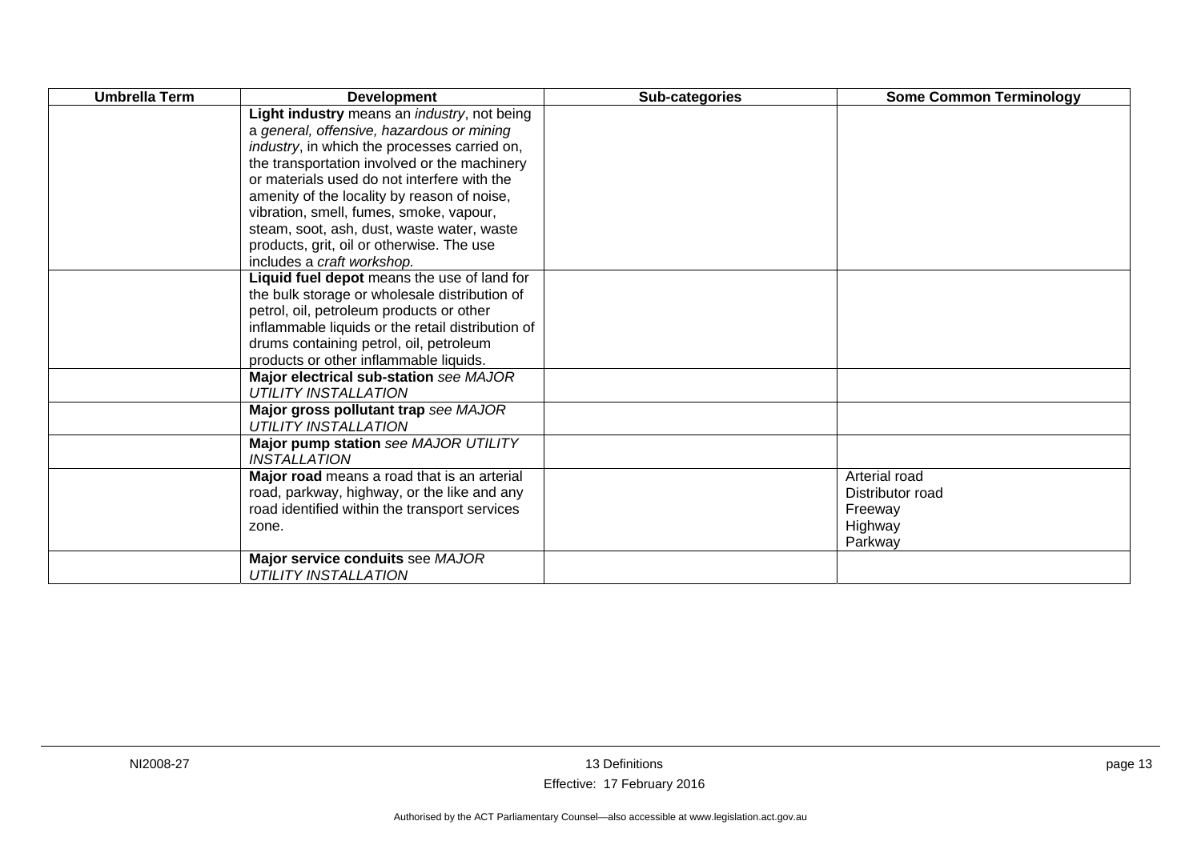| Umbrella Term | Development | Sub-categories | Some Common Terminology |
|---|---|---|---|
| | **Light industry** means an *industry*, not being a *general, offensive, hazardous or mining industry*, in which the processes carried on, the transportation involved or the machinery or materials used do not interfere with the amenity of the locality by reason of noise, vibration, smell, fumes, smoke, vapour, steam, soot, ash, dust, waste water, waste products, grit, oil or otherwise. The use includes a *craft workshop*. | | |
| | **Liquid fuel depot** means the use of land for the bulk storage or wholesale distribution of petrol, oil, petroleum products or other inflammable liquids or the retail distribution of drums containing petrol, oil, petroleum products or other inflammable liquids. | | |
| | **Major electrical sub-station** *see MAJOR UTILITY INSTALLATION* | | |
| | **Major gross pollutant trap** *see MAJOR UTILITY INSTALLATION* | | |
| | **Major pump station** *see MAJOR UTILITY INSTALLATION* | | |
| | **Major road** means a road that is an arterial road, parkway, highway, or the like and any road identified within the transport services zone. | | Arterial road<br>Distributor road<br>Freeway<br>Highway<br>Parkway |
| | **Major service conduits** see *MAJOR UTILITY INSTALLATION* | | |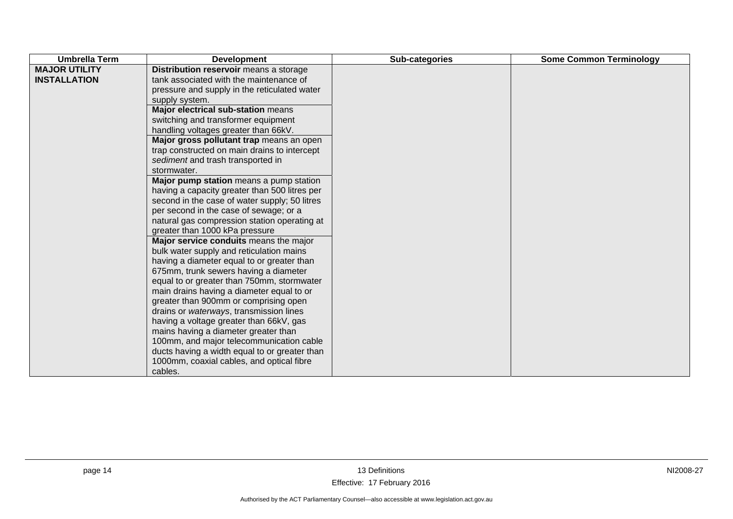| Umbrella Term | Development | Sub-categories | Some Common Terminology |
|---|---|---|---|
| **MAJOR UTILITY INSTALLATION** | **Distribution reservoir** means a storage tank associated with the maintenance of pressure and supply in the reticulated water supply system. | | |
| | **Major electrical sub-station** means switching and transformer equipment handling voltages greater than 66kV. | | |
| | **Major gross pollutant trap** means an open trap constructed on main drains to intercept *sediment* and trash transported in stormwater. | | |
| | **Major pump station** means a pump station having a capacity greater than 500 litres per second in the case of water supply; 50 litres per second in the case of sewage; or a natural gas compression station operating at greater than 1000 kPa pressure | | |
| | **Major service conduits** means the major bulk water supply and reticulation mains having a diameter equal to or greater than 675mm, trunk sewers having a diameter equal to or greater than 750mm, stormwater main drains having a diameter equal to or greater than 900mm or comprising open drains or *waterways*, transmission lines having a voltage greater than 66kV, gas mains having a diameter greater than 100mm, and major telecommunication cable ducts having a width equal to or greater than 1000mm, coaxial cables, and optical fibre cables. | | |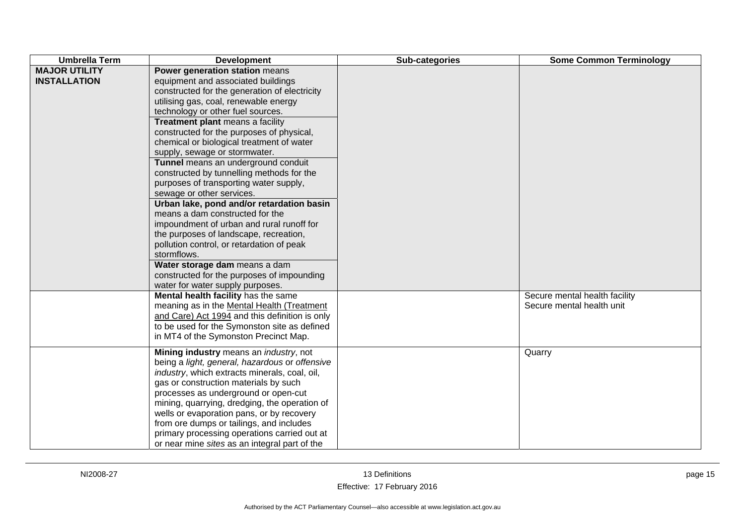| Umbrella Term | Development | Sub-categories | Some Common Terminology |
|---|---|---|---|
| **MAJOR UTILITY INSTALLATION** | **Power generation station** means equipment and associated buildings constructed for the generation of electricity utilising gas, coal, renewable energy technology or other fuel sources.<br>**Treatment plant** means a facility constructed for the purposes of physical, chemical or biological treatment of water supply, sewage or stormwater.<br>**Tunnel** means an underground conduit constructed by tunnelling methods for the purposes of transporting water supply, sewage or other services.<br>**Urban lake, pond and/or retardation basin** means a dam constructed for the impoundment of urban and rural runoff for the purposes of landscape, recreation, pollution control, or retardation of peak stormflows.<br>**Water storage dam** means a dam constructed for the purposes of impounding water for water supply purposes. | | |
| | **Mental health facility** has the same meaning as in the Mental Health (Treatment and Care) Act 1994 and this definition is only to be used for the Symonston site as defined in MT4 of the Symonston Precinct Map. | | Secure mental health facility<br>Secure mental health unit |
| | **Mining industry** means an *industry*, not being a *light, general, hazardous* or *offensive industry*, which extracts minerals, coal, oil, gas or construction materials by such processes as underground or open-cut mining, quarrying, dredging, the operation of wells or evaporation pans, or by recovery from ore dumps or tailings, and includes primary processing operations carried out at or near mine *sites* as an integral part of the | | Quarry |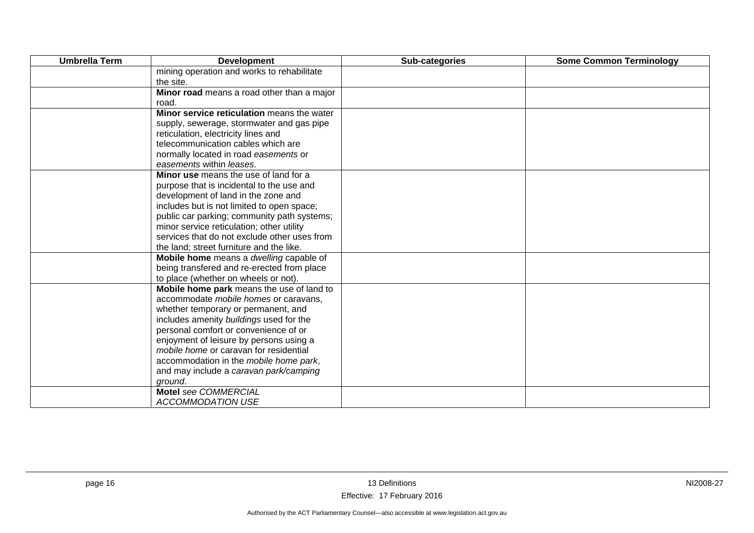| Umbrella Term | Development | Sub-categories | Some Common Terminology |
|---|---|---|---|
| | mining operation and works to rehabilitate the site. | | |
| | **Minor road** means a road other than a major road. | | |
| | **Minor service reticulation** means the water supply, sewerage, stormwater and gas pipe reticulation, electricity lines and telecommunication cables which are normally located in road *easements* or *easements* within *leases*. | | |
| | **Minor use** means the use of land for a purpose that is incidental to the use and development of land in the zone and includes but is not limited to open space; public car parking; community path systems; minor service reticulation; other utility services that do not exclude other uses from the land; street furniture and the like. | | |
| | **Mobile home** means a *dwelling* capable of being transfered and re-erected from place to place (whether on wheels or not). | | |
| | **Mobile home park** means the use of land to accommodate *mobile homes* or caravans, whether temporary or permanent, and includes amenity *buildings* used for the personal comfort or convenience of or enjoyment of leisure by persons using a *mobile home* or caravan for residential accommodation in the *mobile home park*, and may include a *caravan park/camping ground*. | | |
| | **Motel** *see COMMERCIAL ACCOMMODATION USE* | | |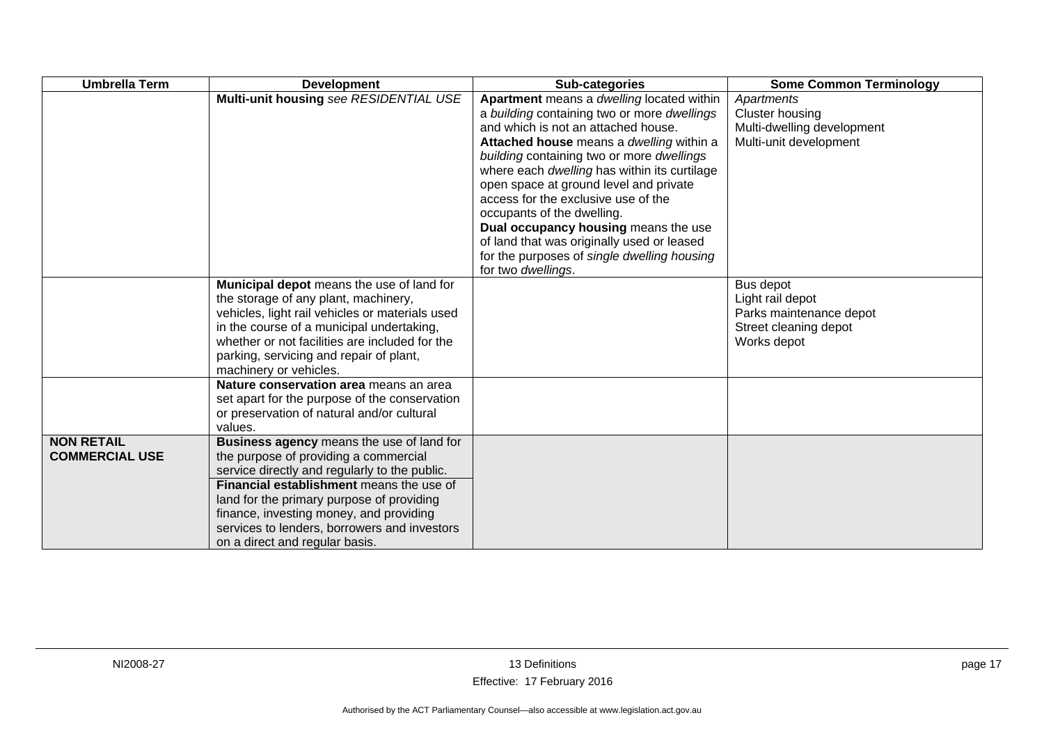| Umbrella Term | Development | Sub-categories | Some Common Terminology |
|---|---|---|---|
| | **Multi-unit housing** *see RESIDENTIAL USE* | **Apartment** means a *dwelling* located within a *building* containing two or more *dwellings* and which is not an attached house.<br>**Attached house** means a *dwelling* within a *building* containing two or more *dwellings* where each *dwelling* has within its curtilage open space at ground level and private access for the exclusive use of the occupants of the dwelling.<br>**Dual occupancy housing** means the use of land that was originally used or leased for the purposes of *single dwelling housing* for two *dwellings*. | *Apartments*<br>Cluster housing<br>Multi-dwelling development<br>Multi-unit development |
| | **Municipal depot** means the use of land for the storage of any plant, machinery, vehicles, light rail vehicles or materials used in the course of a municipal undertaking, whether or not facilities are included for the parking, servicing and repair of plant, machinery or vehicles. | | Bus depot<br>Light rail depot<br>Parks maintenance depot<br>Street cleaning depot<br>Works depot |
| | **Nature conservation area** means an area set apart for the purpose of the conservation or preservation of natural and/or cultural values. | | |
| **NON RETAIL COMMERCIAL USE** | **Business agency** means the use of land for the purpose of providing a commercial service directly and regularly to the public.<br>**Financial establishment** means the use of land for the primary purpose of providing finance, investing money, and providing services to lenders, borrowers and investors on a direct and regular basis. | | |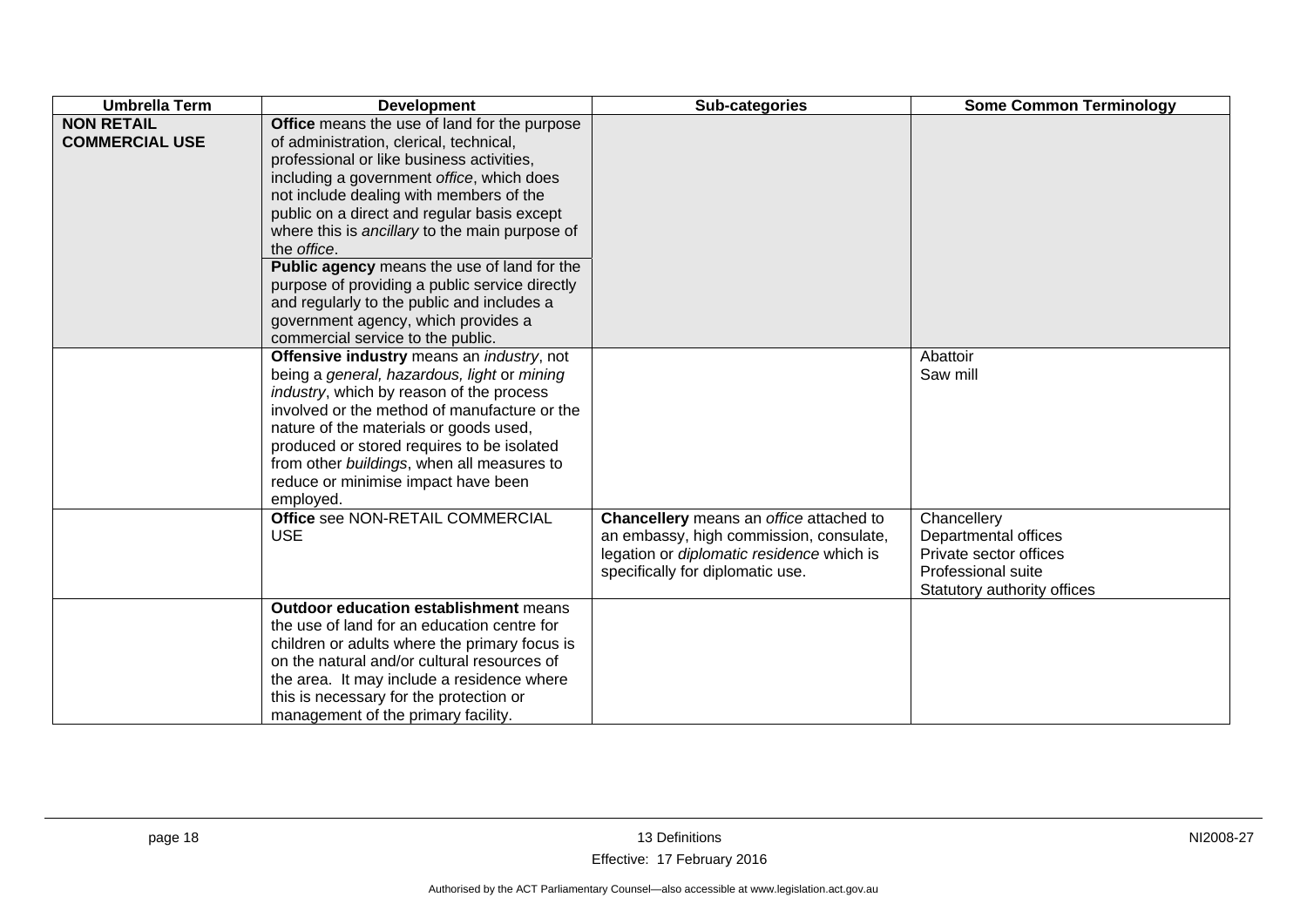| Umbrella Term | Development | Sub-categories | Some Common Terminology |
|---|---|---|---|
| **NON RETAIL COMMERCIAL USE** | **Office** means the use of land for the purpose of administration, clerical, technical, professional or like business activities, including a government *office*, which does not include dealing with members of the public on a direct and regular basis except where this is *ancillary* to the main purpose of the *office*.<br>**Public agency** means the use of land for the purpose of providing a public service directly and regularly to the public and includes a government agency, which provides a commercial service to the public. | | |
| | **Offensive industry** means an *industry*, not being a *general, hazardous, light* or *mining industry*, which by reason of the process involved or the method of manufacture or the nature of the materials or goods used, produced or stored requires to be isolated from other *buildings*, when all measures to reduce or minimise impact have been employed. | | Abattoir<br>Saw mill |
| | **Office** see NON-RETAIL COMMERCIAL USE | **Chancellery** means an *office* attached to an embassy, high commission, consulate, legation or *diplomatic residence* which is specifically for diplomatic use. | Chancellery<br>Departmental offices<br>Private sector offices<br>Professional suite<br>Statutory authority offices |
| | **Outdoor education establishment** means the use of land for an education centre for children or adults where the primary focus is on the natural and/or cultural resources of the area. It may include a residence where this is necessary for the protection or management of the primary facility. | | |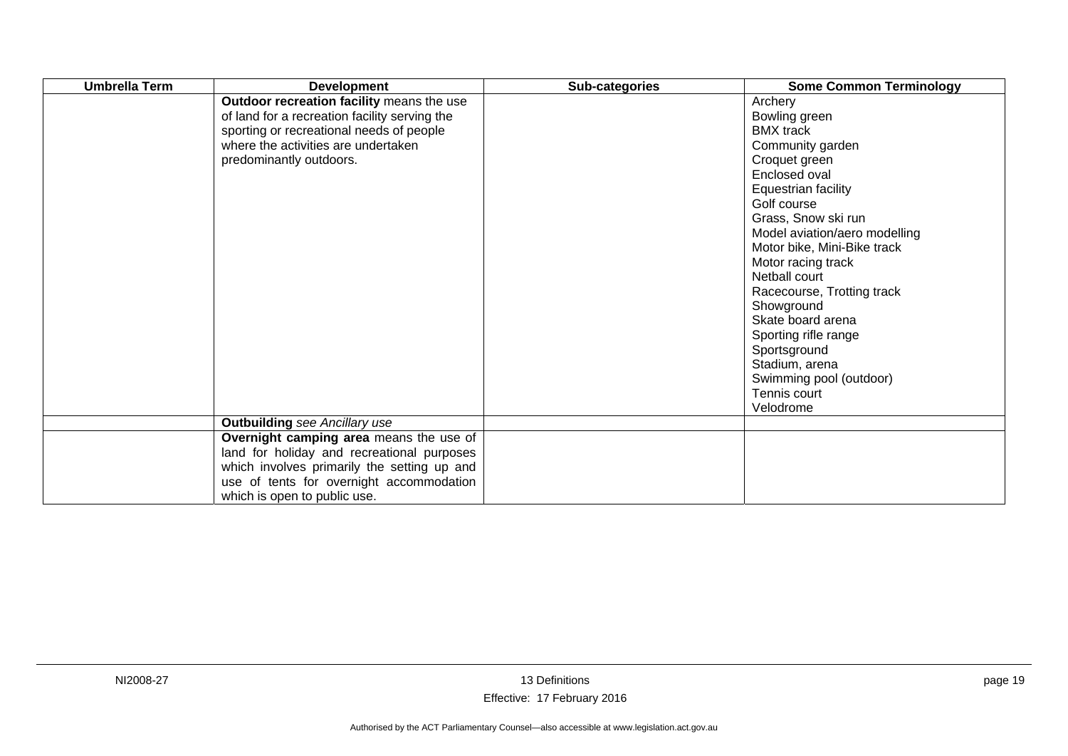| Umbrella Term | Development | Sub-categories | Some Common Terminology |
|---|---|---|---|
| | **Outdoor recreation facility** means the use of land for a recreation facility serving the sporting or recreational needs of people where the activities are undertaken predominantly outdoors. | | Archery<br>Bowling green<br>BMX track<br>Community garden<br>Croquet green<br>Enclosed oval<br>Equestrian facility<br>Golf course<br>Grass, Snow ski run<br>Model aviation/aero modelling<br>Motor bike, Mini-Bike track<br>Motor racing track<br>Netball court<br>Racecourse, Trotting track<br>Showground<br>Skate board arena<br>Sporting rifle range<br>Sportsground<br>Stadium, arena<br>Swimming pool (outdoor)<br>Tennis court<br>Velodrome |
| | **Outbuilding** *see Ancillary use* | | |
| | **Overnight camping area** means the use of land for holiday and recreational purposes which involves primarily the setting up and use of tents for overnight accommodation which is open to public use. | | |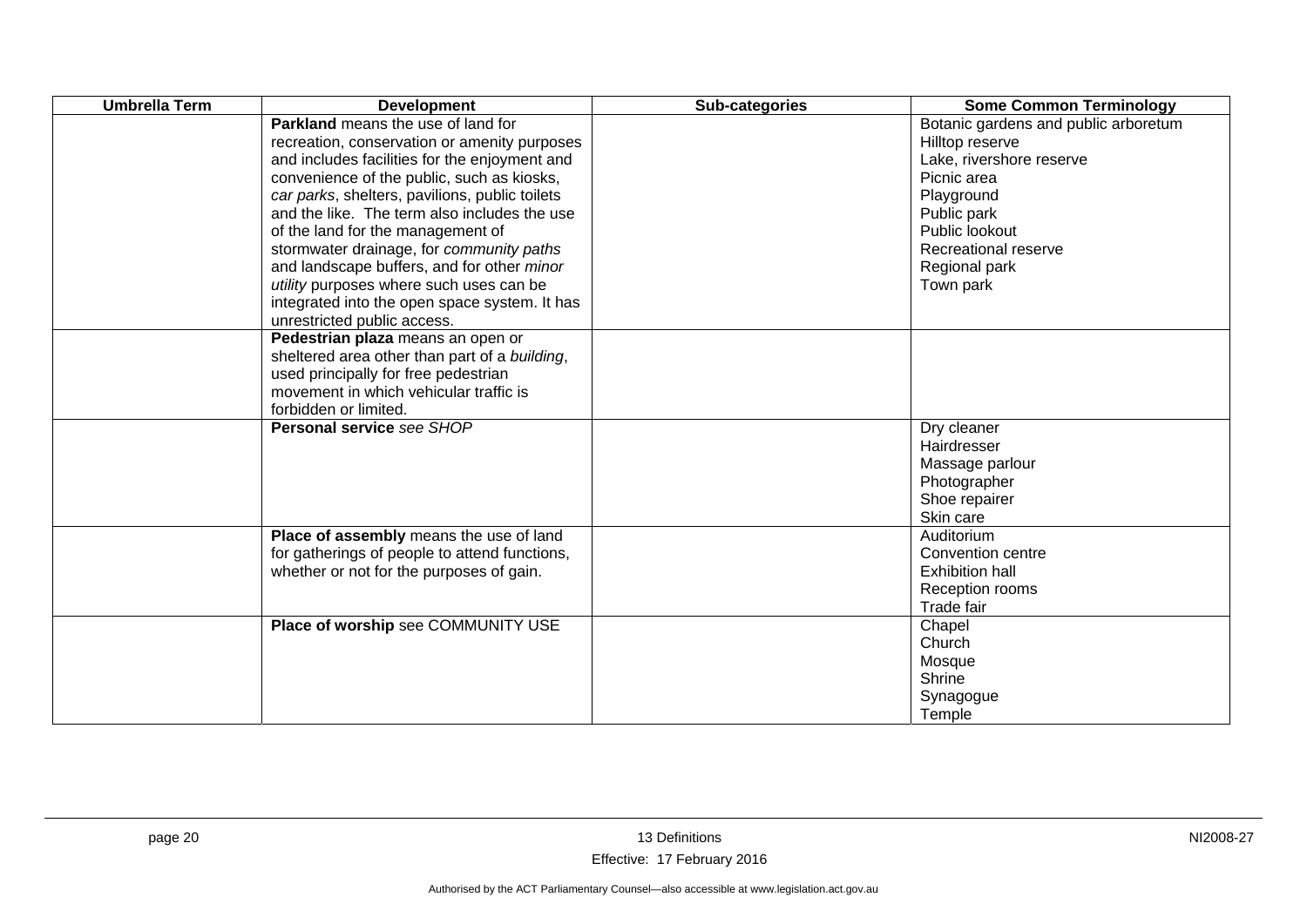| Umbrella Term | Development | Sub-categories | Some Common Terminology |
|---|---|---|---|
| | **Parkland** means the use of land for recreation, conservation or amenity purposes and includes facilities for the enjoyment and convenience of the public, such as kiosks, *car parks*, shelters, pavilions, public toilets and the like. The term also includes the use of the land for the management of stormwater drainage, for *community paths* and landscape buffers, and for other *minor utility* purposes where such uses can be integrated into the open space system. It has unrestricted public access. | | Botanic gardens and public arboretum<br>Hilltop reserve<br>Lake, rivershore reserve<br>Picnic area<br>Playground<br>Public park<br>Public lookout<br>Recreational reserve<br>Regional park<br>Town park |
| | **Pedestrian plaza** means an open or sheltered area other than part of a *building*, used principally for free pedestrian movement in which vehicular traffic is forbidden or limited. | | |
| | **Personal service** *see SHOP* | | Dry cleaner<br>Hairdresser<br>Massage parlour<br>Photographer<br>Shoe repairer<br>Skin care |
| | **Place of assembly** means the use of land for gatherings of people to attend functions, whether or not for the purposes of gain. | | Auditorium<br>Convention centre<br>Exhibition hall<br>Reception rooms<br>Trade fair |
| | **Place of worship** see COMMUNITY USE | | Chapel<br>Church<br>Mosque<br>Shrine<br>Synagogue<br>Temple |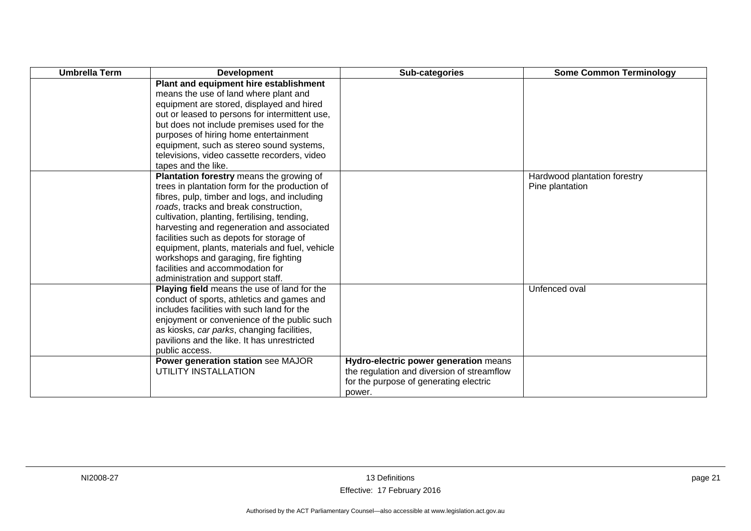| Umbrella Term | Development | Sub-categories | Some Common Terminology |
|---|---|---|---|
| | **Plant and equipment hire establishment** means the use of land where plant and equipment are stored, displayed and hired out or leased to persons for intermittent use, but does not include premises used for the purposes of hiring home entertainment equipment, such as stereo sound systems, televisions, video cassette recorders, video tapes and the like. | | |
| | **Plantation forestry** means the growing of trees in plantation form for the production of fibres, pulp, timber and logs, and including *roads*, tracks and break construction, cultivation, planting, fertilising, tending, harvesting and regeneration and associated facilities such as depots for storage of equipment, plants, materials and fuel, vehicle workshops and garaging, fire fighting facilities and accommodation for administration and support staff. | | Hardwood plantation forestry<br>Pine plantation |
| | **Playing field** means the use of land for the conduct of sports, athletics and games and includes facilities with such land for the enjoyment or convenience of the public such as kiosks, *car parks*, changing facilities, pavilions and the like. It has unrestricted public access. | | Unfenced oval |
| | **Power generation station** see MAJOR UTILITY INSTALLATION | **Hydro-electric power generation** means the regulation and diversion of streamflow for the purpose of generating electric power. | |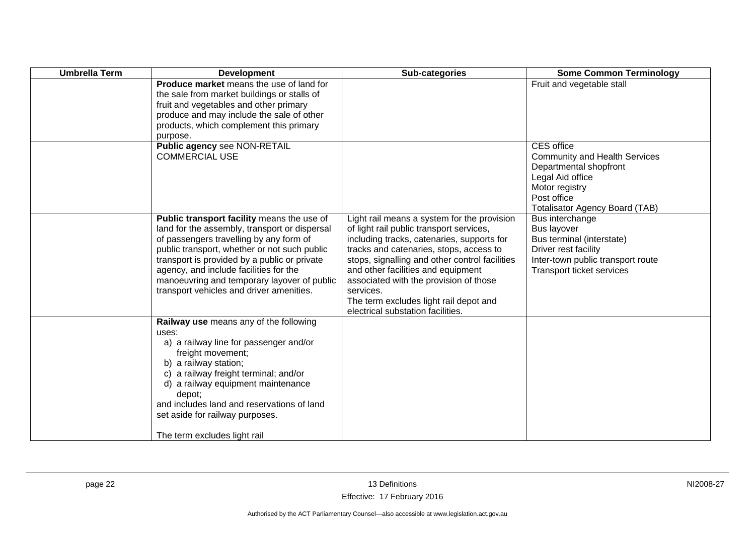| Umbrella Term | Development | Sub-categories | Some Common Terminology |
|---|---|---|---|
| | **Produce market** means the use of land for the sale from market buildings or stalls of fruit and vegetables and other primary produce and may include the sale of other products, which complement this primary purpose. | | Fruit and vegetable stall |
| | **Public agency** see NON-RETAIL COMMERCIAL USE | | CES office<br>Community and Health Services<br>Departmental shopfront<br>Legal Aid office<br>Motor registry<br>Post office<br>Totalisator Agency Board (TAB) |
| | **Public transport facility** means the use of land for the assembly, transport or dispersal of passengers travelling by any form of public transport, whether or not such public transport is provided by a public or private agency, and include facilities for the manoeuvring and temporary layover of public transport vehicles and driver amenities. | Light rail means a system for the provision of light rail public transport services, including tracks, catenaries, supports for tracks and catenaries, stops, access to stops, signalling and other control facilities and other facilities and equipment associated with the provision of those services.<br>The term excludes light rail depot and electrical substation facilities. | Bus interchange<br>Bus layover<br>Bus terminal (interstate)<br>Driver rest facility<br>Inter-town public transport route<br>Transport ticket services |
| | **Railway use** means any of the following uses:<br>a) a railway line for passenger and/or freight movement;<br>b) a railway station;<br>c) a railway freight terminal; and/or<br>d) a railway equipment maintenance depot;<br>and includes land and reservations of land set aside for railway purposes.<br><br>The term excludes light rail | | |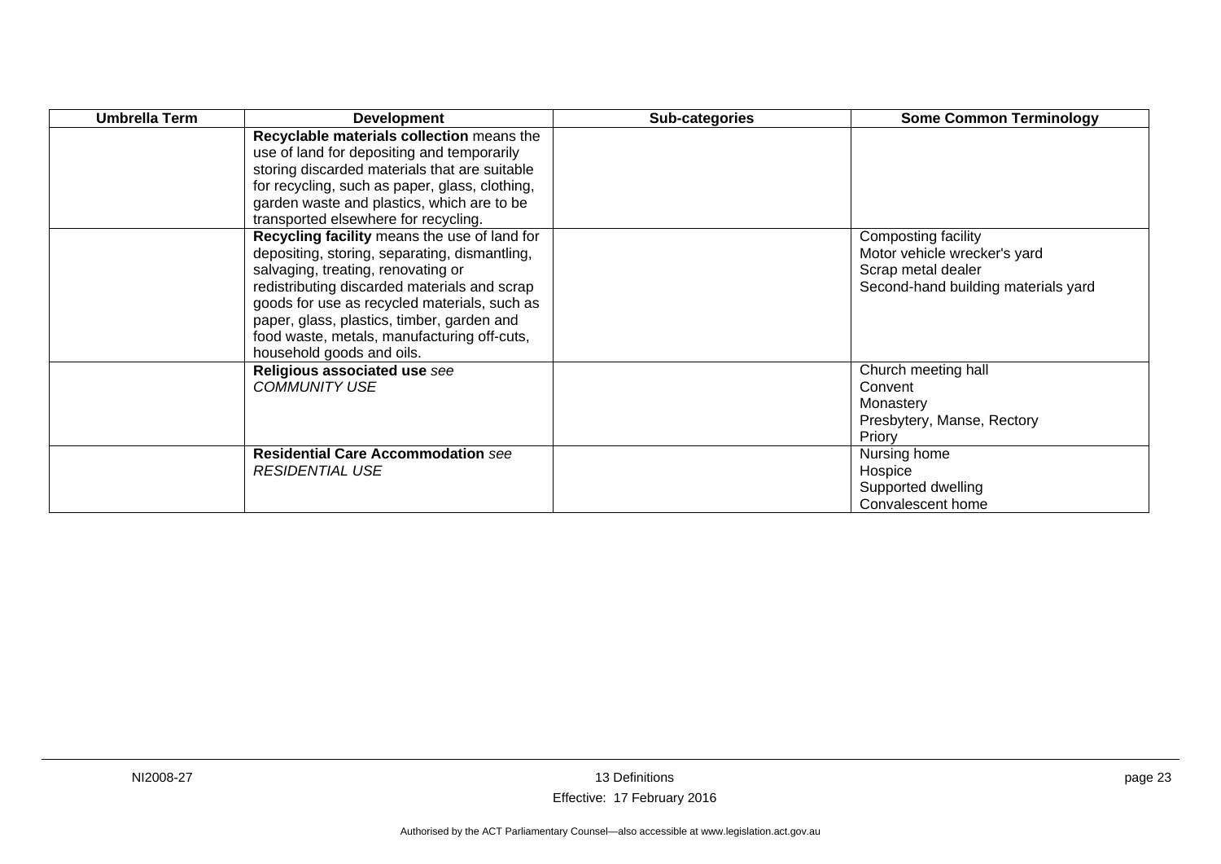| Umbrella Term | Development | Sub-categories | Some Common Terminology |
| --- | --- | --- | --- |
| | **Recyclable materials collection** means the use of land for depositing and temporarily storing discarded materials that are suitable for recycling, such as paper, glass, clothing, garden waste and plastics, which are to be transported elsewhere for recycling. | | |
| | **Recycling facility** means the use of land for depositing, storing, separating, dismantling, salvaging, treating, renovating or redistributing discarded materials and scrap goods for use as recycled materials, such as paper, glass, plastics, timber, garden and food waste, metals, manufacturing off-cuts, household goods and oils. | | Composting facility<br>Motor vehicle wrecker's yard<br>Scrap metal dealer<br>Second-hand building materials yard |
| | **Religious associated use** *see COMMUNITY USE* | | Church meeting hall<br>Convent<br>Monastery<br>Presbytery, Manse, Rectory<br>Priory |
| | **Residential Care Accommodation** *see RESIDENTIAL USE* | | Nursing home<br>Hospice<br>Supported dwelling<br>Convalescent home |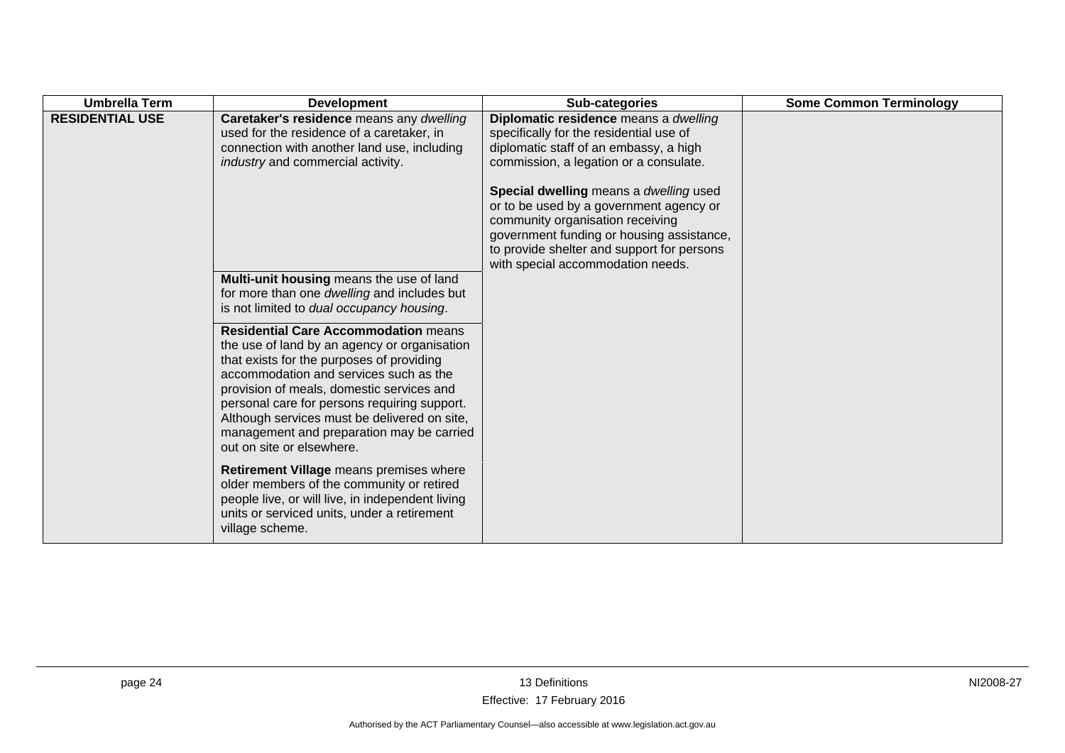| Umbrella Term | Development | Sub-categories | Some Common Terminology |
|---|---|---|---|
| **RESIDENTIAL USE** | **Caretaker's residence** means any *dwelling* used for the residence of a caretaker, in connection with another land use, including *industry* and commercial activity. | **Diplomatic residence** means a *dwelling* specifically for the residential use of diplomatic staff of an embassy, a high commission, a legation or a consulate.<br><br>**Special dwelling** means a *dwelling* used or to be used by a government agency or community organisation receiving government funding or housing assistance, to provide shelter and support for persons with special accommodation needs. | |
| | **Multi-unit housing** means the use of land for more than one *dwelling* and includes but is not limited to *dual occupancy housing*. | | |
| | **Residential Care Accommodation** means the use of land by an agency or organisation that exists for the purposes of providing accommodation and services such as the provision of meals, domestic services and personal care for persons requiring support. Although services must be delivered on site, management and preparation may be carried out on site or elsewhere. | | |
| | **Retirement Village** means premises where older members of the community or retired people live, or will live, in independent living units or serviced units, under a retirement village scheme. | | |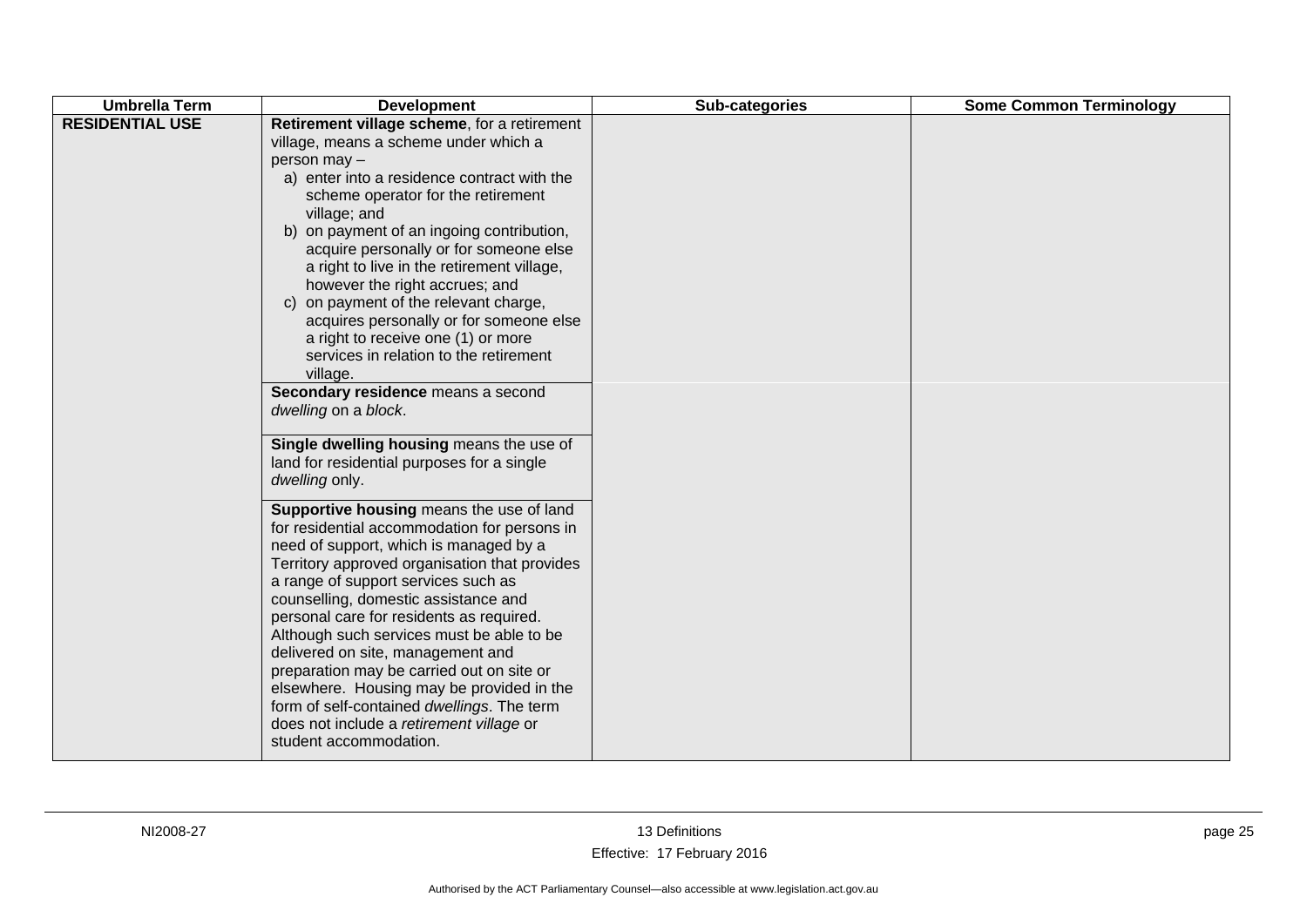| Umbrella Term | Development | Sub-categories | Some Common Terminology |
| --- | --- | --- | --- |
| **RESIDENTIAL USE** | **Retirement village scheme**, for a retirement village, means a scheme under which a person may –<br>a) enter into a residence contract with the scheme operator for the retirement village; and<br>b) on payment of an ingoing contribution, acquire personally or for someone else a right to live in the retirement village, however the right accrues; and<br>c) on payment of the relevant charge, acquires personally or for someone else a right to receive one (1) or more services in relation to the retirement village. | | |
| | **Secondary residence** means a second *dwelling* on a *block*. | | |
| | **Single dwelling housing** means the use of land for residential purposes for a single *dwelling* only. | | |
| | **Supportive housing** means the use of land for residential accommodation for persons in need of support, which is managed by a Territory approved organisation that provides a range of support services such as counselling, domestic assistance and personal care for residents as required. Although such services must be able to be delivered on site, management and preparation may be carried out on site or elsewhere. Housing may be provided in the form of self-contained *dwellings*. The term does not include a *retirement village* or student accommodation. | | |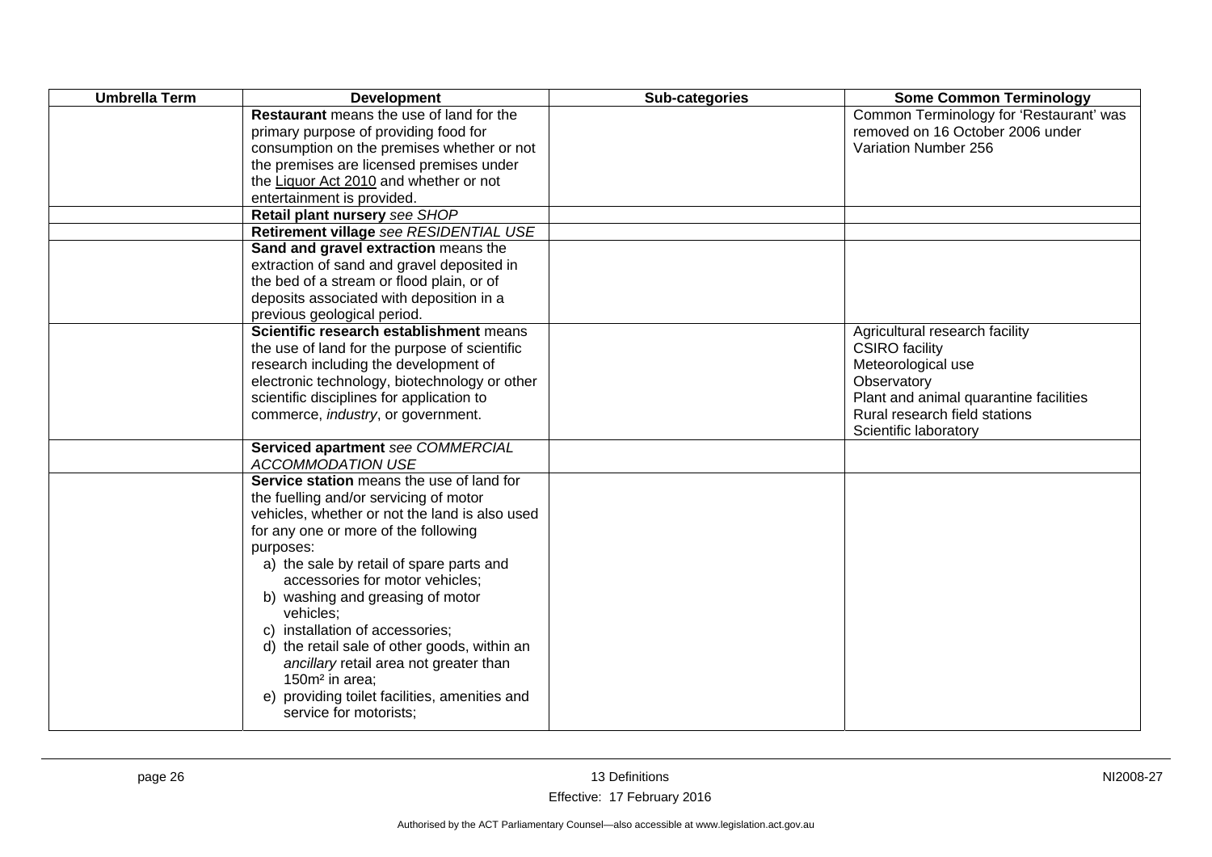| Umbrella Term | Development | Sub-categories | Some Common Terminology |
|---|---|---|---|
| | **Restaurant** means the use of land for the primary purpose of providing food for consumption on the premises whether or not the premises are licensed premises under the Liquor Act 2010 and whether or not entertainment is provided. | | Common Terminology for 'Restaurant' was removed on 16 October 2006 under Variation Number 256 |
| | **Retail plant nursery** *see SHOP* | | |
| | **Retirement village** *see RESIDENTIAL USE* | | |
| | **Sand and gravel extraction** means the extraction of sand and gravel deposited in the bed of a stream or flood plain, or of deposits associated with deposition in a previous geological period. | | |
| | **Scientific research establishment** means the use of land for the purpose of scientific research including the development of electronic technology, biotechnology or other scientific disciplines for application to commerce, *industry*, or government. | | Agricultural research facility<br>CSIRO facility<br>Meteorological use<br>Observatory<br>Plant and animal quarantine facilities<br>Rural research field stations<br>Scientific laboratory |
| | **Serviced apartment** *see COMMERCIAL ACCOMMODATION USE* | | |
| | **Service station** means the use of land for the fuelling and/or servicing of motor vehicles, whether or not the land is also used for any one or more of the following purposes:<br>a) the sale by retail of spare parts and accessories for motor vehicles;<br>b) washing and greasing of motor vehicles;<br>c) installation of accessories;<br>d) the retail sale of other goods, within an *ancillary* retail area not greater than 150m² in area;<br>e) providing toilet facilities, amenities and service for motorists; | | |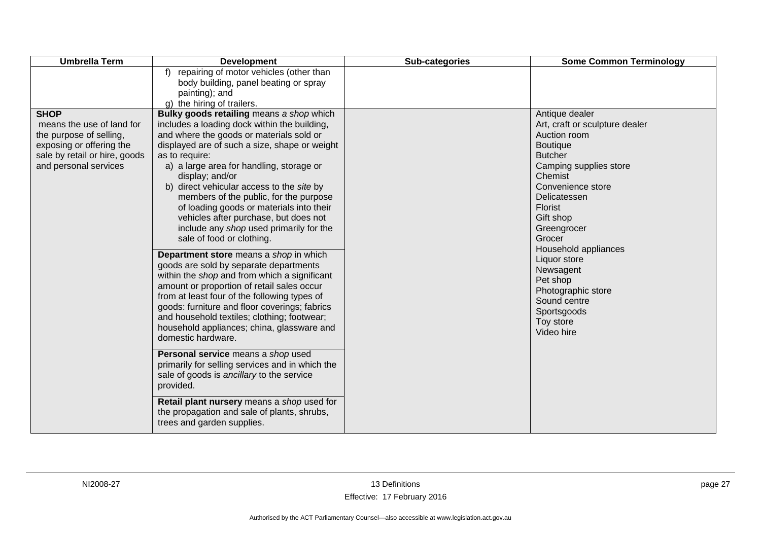| Umbrella Term | Development | Sub-categories | Some Common Terminology |
|---|---|---|---|
| | f) repairing of motor vehicles (other than body building, panel beating or spray painting); and<br>g) the hiring of trailers. | | |
| **SHOP** means the use of land for the purpose of selling, exposing or offering the sale by retail or hire, goods and personal services | **Bulky goods retailing** means a *shop* which includes a loading dock within the building, and where the goods or materials sold or displayed are of such a size, shape or weight as to require:<br>a) a large area for handling, storage or display; and/or<br>b) direct vehicular access to the *site* by members of the public, for the purpose of loading goods or materials into their vehicles after purchase, but does not include any *shop* used primarily for the sale of food or clothing.<br><br>**Department store** means a *shop* in which goods are sold by separate departments within the *shop* and from which a significant amount or proportion of retail sales occur from at least four of the following types of goods: furniture and floor coverings; fabrics and household textiles; clothing; footwear; household appliances; china, glassware and domestic hardware.<br><br>**Personal service** means a *shop* used primarily for selling services and in which the sale of goods is *ancillary* to the service provided.<br><br>**Retail plant nursery** means a *shop* used for the propagation and sale of plants, shrubs, trees and garden supplies. | | Antique dealer<br>Art, craft or sculpture dealer<br>Auction room<br>Boutique<br>Butcher<br>Camping supplies store<br>Chemist<br>Convenience store<br>Delicatessen<br>Florist<br>Gift shop<br>Greengrocer<br>Grocer<br>Household appliances<br>Liquor store<br>Newsagent<br>Pet shop<br>Photographic store<br>Sound centre<br>Sportsgoods<br>Toy store<br>Video hire |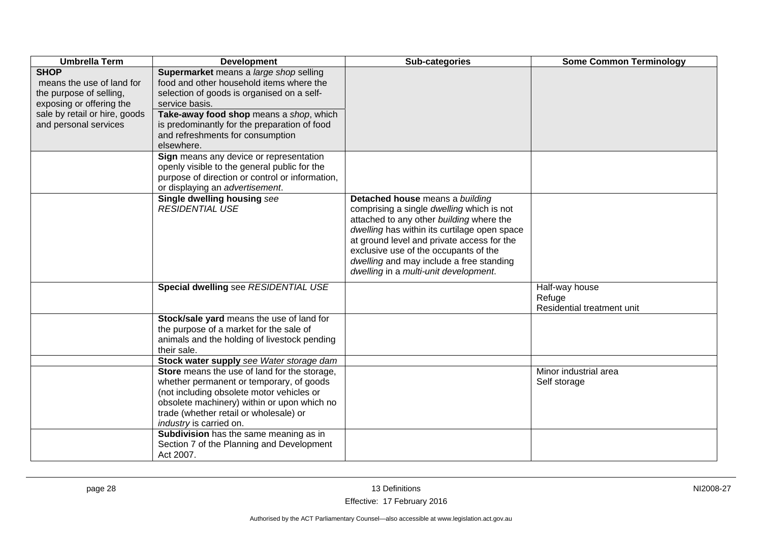| Umbrella Term | Development | Sub-categories | Some Common Terminology |
|---|---|---|---|
| **SHOP** means the use of land for the purpose of selling, exposing or offering the sale by retail or hire, goods and personal services | **Supermarket** means a *large shop* selling food and other household items where the selection of goods is organised on a self-service basis. | | |
| | **Take-away food shop** means a *shop*, which is predominantly for the preparation of food and refreshments for consumption elsewhere. | | |
| | **Sign** means any device or representation openly visible to the general public for the purpose of direction or control or information, or displaying an *advertisement*. | | |
| | **Single dwelling housing** *see RESIDENTIAL USE* | **Detached house** means a *building* comprising a single *dwelling* which is not attached to any other *building* where the *dwelling* has within its curtilage open space at ground level and private access for the exclusive use of the occupants of the *dwelling* and may include a free standing *dwelling* in a *multi-unit development*. | |
| | **Special dwelling** see *RESIDENTIAL USE* | | Half-way house<br>Refuge<br>Residential treatment unit |
| | **Stock/sale yard** means the use of land for the purpose of a market for the sale of animals and the holding of livestock pending their sale. | | |
| | **Stock water supply** *see Water storage dam* | | |
| | **Store** means the use of land for the storage, whether permanent or temporary, of goods (not including obsolete motor vehicles or obsolete machinery) within or upon which no trade (whether retail or wholesale) or *industry* is carried on. | | Minor industrial area<br>Self storage |
| | **Subdivision** has the same meaning as in Section 7 of the Planning and Development Act 2007. | | |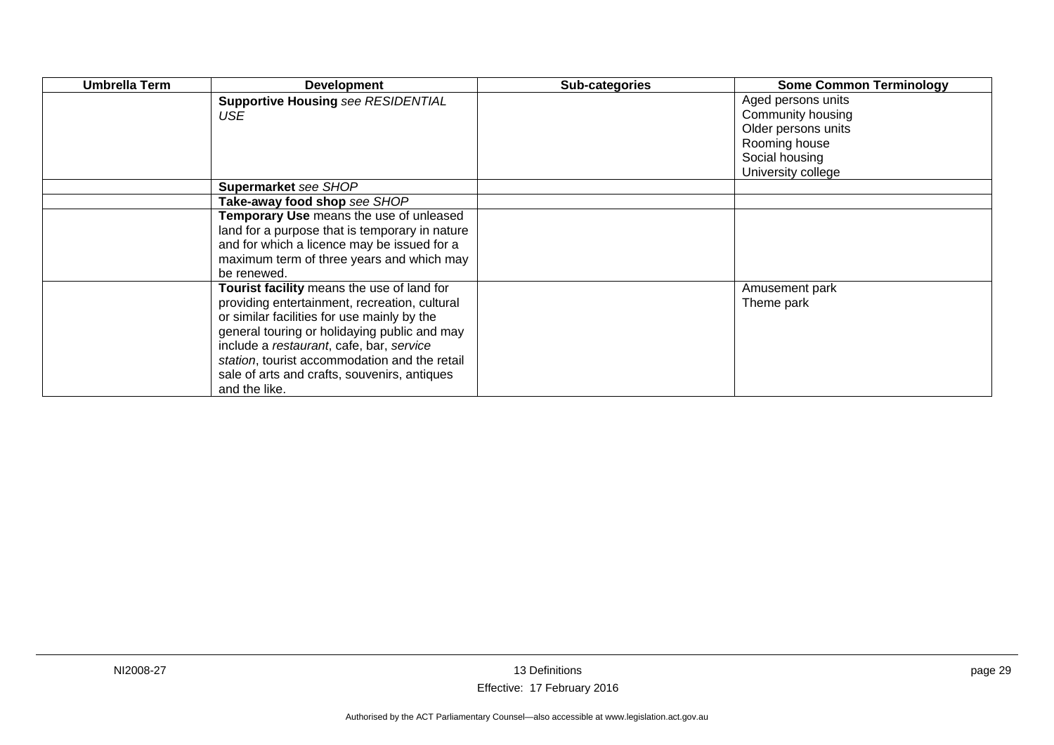| Umbrella Term | Development | Sub-categories | Some Common Terminology |
|---|---|---|---|
| | **Supportive Housing** *see RESIDENTIAL USE* | | Aged persons units<br>Community housing<br>Older persons units<br>Rooming house<br>Social housing<br>University college |
| | **Supermarket** *see SHOP* | | |
| | **Take-away food shop** *see SHOP* | | |
| | **Temporary Use** means the use of unleased land for a purpose that is temporary in nature and for which a licence may be issued for a maximum term of three years and which may be renewed. | | |
| | **Tourist facility** means the use of land for providing entertainment, recreation, cultural or similar facilities for use mainly by the general touring or holidaying public and may include a *restaurant*, cafe, bar, *service station*, tourist accommodation and the retail sale of arts and crafts, souvenirs, antiques and the like. | | Amusement park<br>Theme park |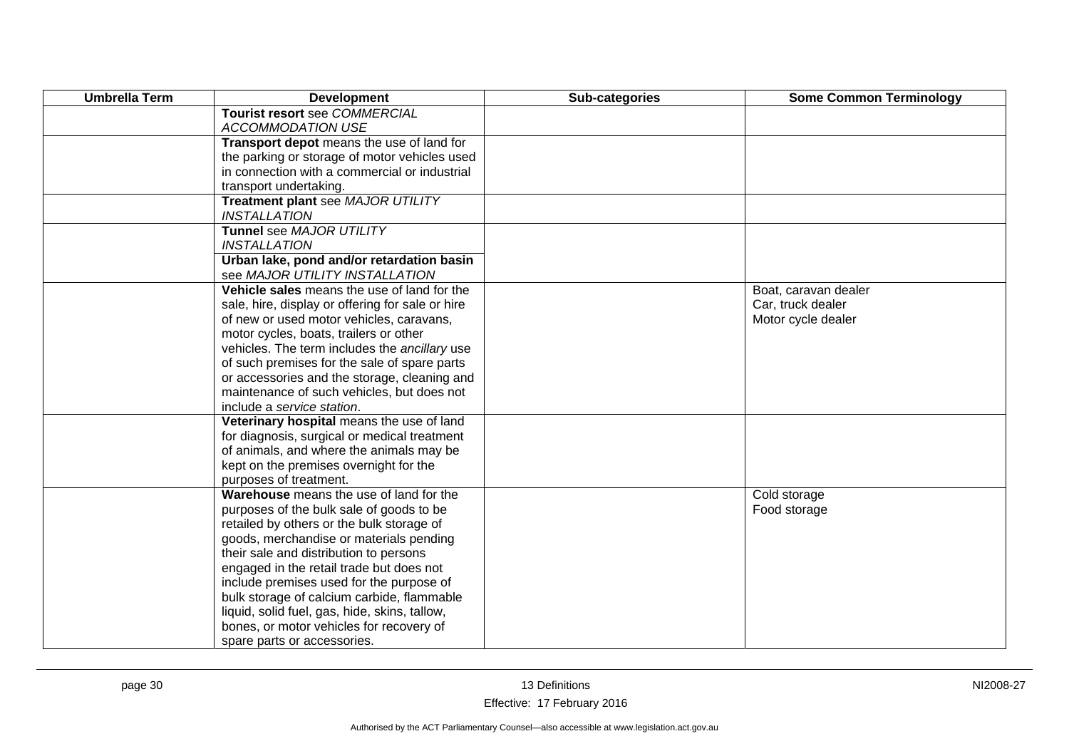| Umbrella Term | Development | Sub-categories | Some Common Terminology |
|---|---|---|---|
| | **Tourist resort** see *COMMERCIAL ACCOMMODATION USE* | | |
| | **Transport depot** means the use of land for the parking or storage of motor vehicles used in connection with a commercial or industrial transport undertaking. | | |
| | **Treatment plant** see *MAJOR UTILITY INSTALLATION* | | |
| | **Tunnel** see *MAJOR UTILITY INSTALLATION* | | |
| | **Urban lake, pond and/or retardation basin** see *MAJOR UTILITY INSTALLATION* | | |
| | **Vehicle sales** means the use of land for the sale, hire, display or offering for sale or hire of new or used motor vehicles, caravans, motor cycles, boats, trailers or other vehicles. The term includes the *ancillary* use of such premises for the sale of spare parts or accessories and the storage, cleaning and maintenance of such vehicles, but does not include a *service station*. | | Boat, caravan dealer<br>Car, truck dealer<br>Motor cycle dealer |
| | **Veterinary hospital** means the use of land for diagnosis, surgical or medical treatment of animals, and where the animals may be kept on the premises overnight for the purposes of treatment. | | |
| | **Warehouse** means the use of land for the purposes of the bulk sale of goods to be retailed by others or the bulk storage of goods, merchandise or materials pending their sale and distribution to persons engaged in the retail trade but does not include premises used for the purpose of bulk storage of calcium carbide, flammable liquid, solid fuel, gas, hide, skins, tallow, bones, or motor vehicles for recovery of spare parts or accessories. | | Cold storage<br>Food storage |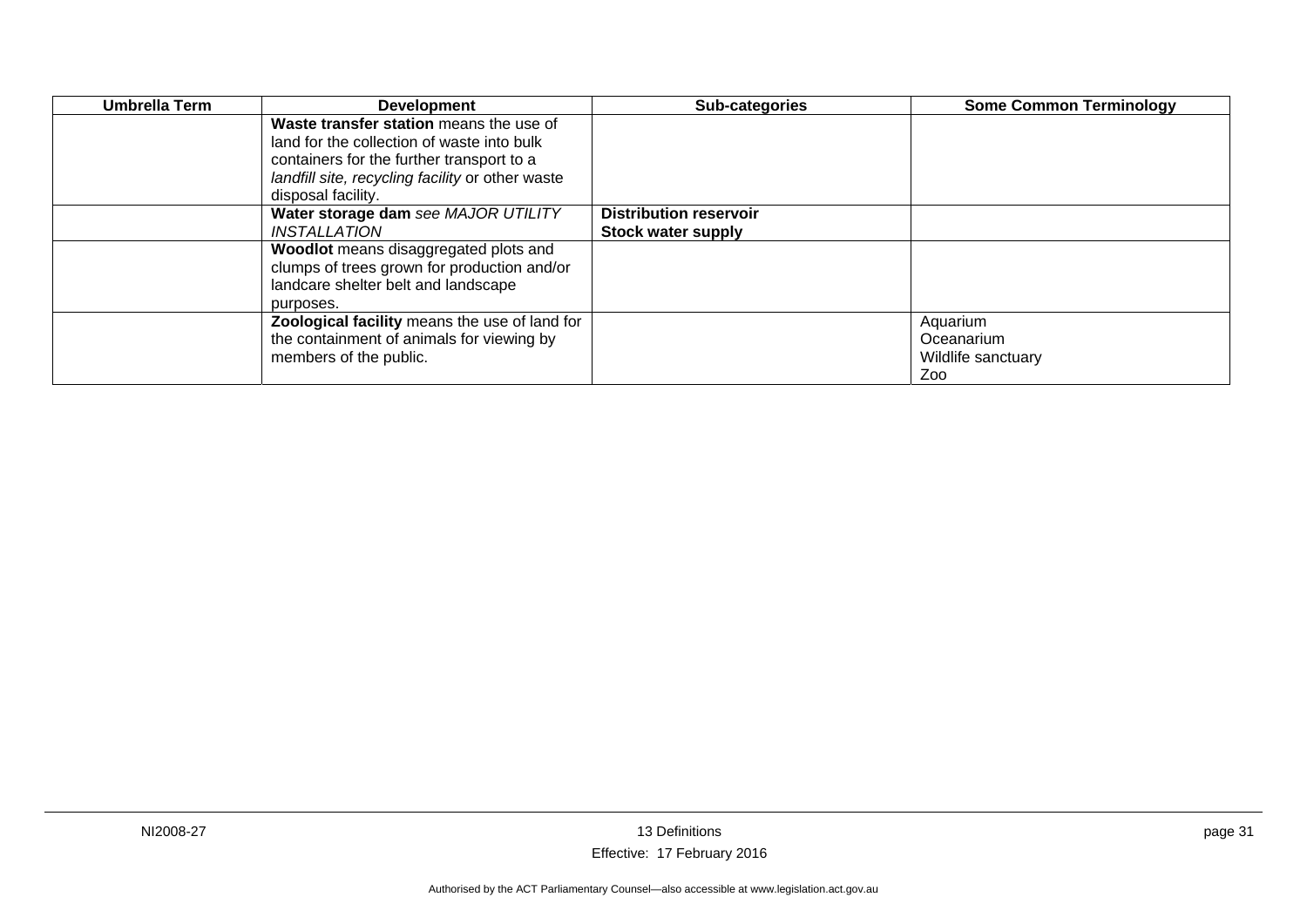| Umbrella Term | Development | Sub-categories | Some Common Terminology |
|---|---|---|---|
| | **Waste transfer station** means the use of land for the collection of waste into bulk containers for the further transport to a *landfill site, recycling facility* or other waste disposal facility. | | |
| | **Water storage dam** *see MAJOR UTILITY INSTALLATION* | **Distribution reservoir**<br>**Stock water supply** | |
| | **Woodlot** means disaggregated plots and clumps of trees grown for production and/or landcare shelter belt and landscape purposes. | | |
| | **Zoological facility** means the use of land for the containment of animals for viewing by members of the public. | | Aquarium<br>Oceanarium<br>Wildlife sanctuary<br>Zoo |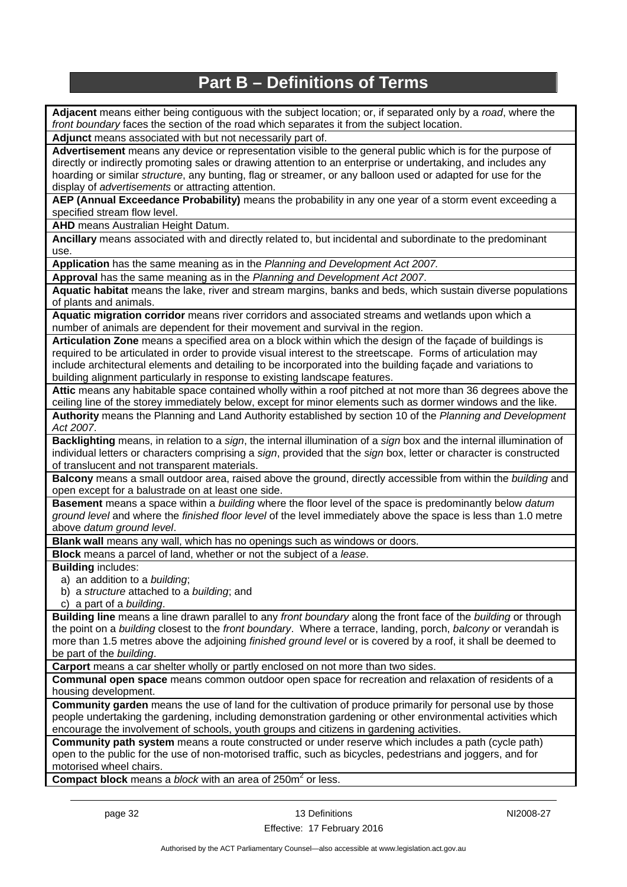# Part B – Definitions of Terms

**Adjacent** means either being contiguous with the subject location; or, if separated only by a *road*, where the *front boundary* faces the section of the road which separates it from the subject location.

**Adjunct** means associated with but not necessarily part of.

**Advertisement** means any device or representation visible to the general public which is for the purpose of directly or indirectly promoting sales or drawing attention to an enterprise or undertaking, and includes any hoarding or similar *structure*, any bunting, flag or streamer, or any balloon used or adapted for use for the display of *advertisements* or attracting attention.

**AEP (Annual Exceedance Probability)** means the probability in any one year of a storm event exceeding a specified stream flow level.

**AHD** means Australian Height Datum.

**Ancillary** means associated with and directly related to, but incidental and subordinate to the predominant use.

**Application** has the same meaning as in the *Planning and Development Act 2007.*

**Approval** has the same meaning as in the *Planning and Development Act 2007*.

**Aquatic habitat** means the lake, river and stream margins, banks and beds, which sustain diverse populations of plants and animals.

**Aquatic migration corridor** means river corridors and associated streams and wetlands upon which a number of animals are dependent for their movement and survival in the region.

**Articulation Zone** means a specified area on a block within which the design of the façade of buildings is required to be articulated in order to provide visual interest to the streetscape. Forms of articulation may include architectural elements and detailing to be incorporated into the building façade and variations to building alignment particularly in response to existing landscape features.

**Attic** means any habitable space contained wholly within a roof pitched at not more than 36 degrees above the ceiling line of the storey immediately below, except for minor elements such as dormer windows and the like.

**Authority** means the Planning and Land Authority established by section 10 of the *Planning and Development Act 2007*.

**Backlighting** means, in relation to a *sign*, the internal illumination of a *sign* box and the internal illumination of individual letters or characters comprising a *sign*, provided that the *sign* box, letter or character is constructed of translucent and not transparent materials.

**Balcony** means a small outdoor area, raised above the ground, directly accessible from within the *building* and open except for a balustrade on at least one side.

**Basement** means a space within a *building* where the floor level of the space is predominantly below *datum ground level* and where the *finished floor level* of the level immediately above the space is less than 1.0 metre above *datum ground level*.

**Blank wall** means any wall, which has no openings such as windows or doors.

**Block** means a parcel of land, whether or not the subject of a *lease*.

**Building** includes:

a) an addition to a *building*;
b) a *structure* attached to a *building*; and
c) a part of a *building*.

**Building line** means a line drawn parallel to any *front boundary* along the front face of the *building* or through the point on a *building* closest to the *front boundary*. Where a terrace, landing, porch, *balcony* or verandah is more than 1.5 metres above the adjoining *finished ground level* or is covered by a roof, it shall be deemed to be part of the *building*.

**Carport** means a car shelter wholly or partly enclosed on not more than two sides.

**Communal open space** means common outdoor open space for recreation and relaxation of residents of a housing development.

**Community garden** means the use of land for the cultivation of produce primarily for personal use by those people undertaking the gardening, including demonstration gardening or other environmental activities which encourage the involvement of schools, youth groups and citizens in gardening activities.

**Community path system** means a route constructed or under reserve which includes a path (cycle path) open to the public for the use of non-motorised traffic, such as bicycles, pedestrians and joggers, and for motorised wheel chairs.

**Compact block** means a *block* with an area of $250m^2$ or less.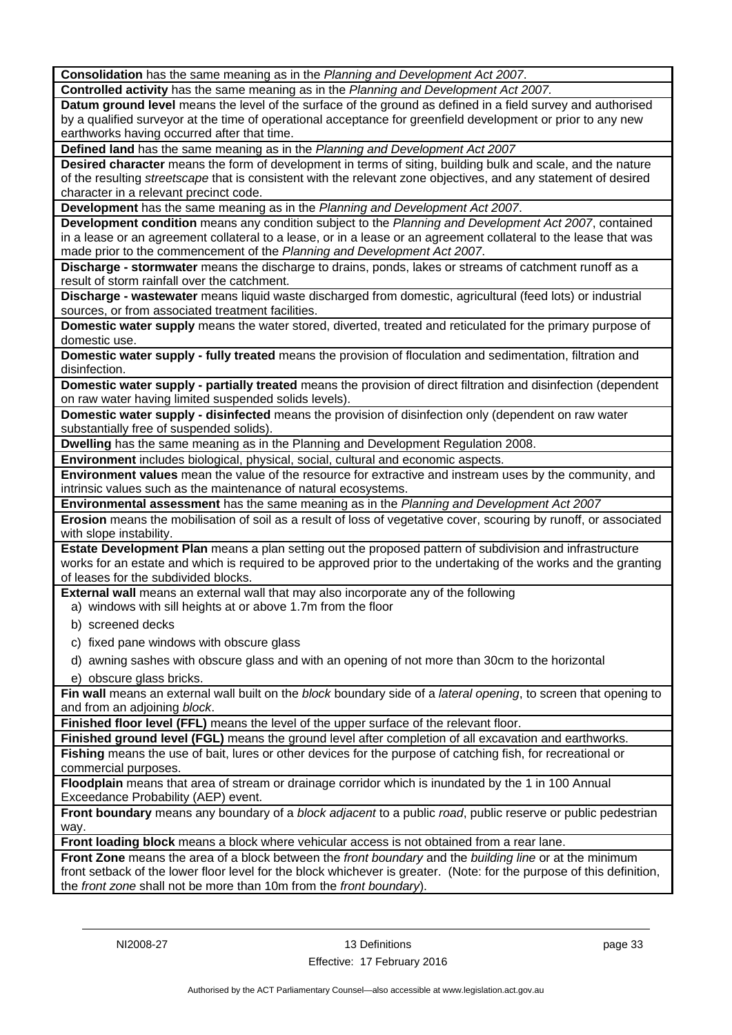**Consolidation** has the same meaning as in the *Planning and Development Act 2007*.

**Controlled activity** has the same meaning as in the *Planning and Development Act 2007.*

**Datum ground level** means the level of the surface of the ground as defined in a field survey and authorised by a qualified surveyor at the time of operational acceptance for greenfield development or prior to any new earthworks having occurred after that time.

**Defined land** has the same meaning as in the *Planning and Development Act 2007*

**Desired character** means the form of development in terms of siting, building bulk and scale, and the nature of the resulting *streetscape* that is consistent with the relevant zone objectives, and any statement of desired character in a relevant precinct code.

**Development** has the same meaning as in the *Planning and Development Act 2007*.

**Development condition** means any condition subject to the *Planning and Development Act 2007*, contained in a lease or an agreement collateral to a lease, or in a lease or an agreement collateral to the lease that was made prior to the commencement of the *Planning and Development Act 2007*.

**Discharge - stormwater** means the discharge to drains, ponds, lakes or streams of catchment runoff as a result of storm rainfall over the catchment.

**Discharge - wastewater** means liquid waste discharged from domestic, agricultural (feed lots) or industrial sources, or from associated treatment facilities.

**Domestic water supply** means the water stored, diverted, treated and reticulated for the primary purpose of domestic use.

**Domestic water supply - fully treated** means the provision of floculation and sedimentation, filtration and disinfection.

**Domestic water supply - partially treated** means the provision of direct filtration and disinfection (dependent on raw water having limited suspended solids levels).

**Domestic water supply - disinfected** means the provision of disinfection only (dependent on raw water substantially free of suspended solids).

**Dwelling** has the same meaning as in the Planning and Development Regulation 2008.

**Environment** includes biological, physical, social, cultural and economic aspects.

**Environment values** mean the value of the resource for extractive and instream uses by the community, and intrinsic values such as the maintenance of natural ecosystems.

**Environmental assessment** has the same meaning as in the *Planning and Development Act 2007*

**Erosion** means the mobilisation of soil as a result of loss of vegetative cover, scouring by runoff, or associated with slope instability.

**Estate Development Plan** means a plan setting out the proposed pattern of subdivision and infrastructure works for an estate and which is required to be approved prior to the undertaking of the works and the granting of leases for the subdivided blocks.

**External wall** means an external wall that may also incorporate any of the following

a) windows with sill heights at or above 1.7m from the floor

b) screened decks

c) fixed pane windows with obscure glass

d) awning sashes with obscure glass and with an opening of not more than 30cm to the horizontal

e) obscure glass bricks.

**Fin wall** means an external wall built on the *block* boundary side of a *lateral opening*, to screen that opening to and from an adjoining *block*.

**Finished floor level (FFL)** means the level of the upper surface of the relevant floor.

**Finished ground level (FGL)** means the ground level after completion of all excavation and earthworks.

**Fishing** means the use of bait, lures or other devices for the purpose of catching fish, for recreational or commercial purposes.

**Floodplain** means that area of stream or drainage corridor which is inundated by the 1 in 100 Annual Exceedance Probability (AEP) event.

**Front boundary** means any boundary of a *block adjacent* to a public *road*, public reserve or public pedestrian way.

**Front loading block** means a block where vehicular access is not obtained from a rear lane.

**Front Zone** means the area of a block between the *front boundary* and the *building line* or at the minimum front setback of the lower floor level for the block whichever is greater. (Note: for the purpose of this definition, the *front zone* shall not be more than 10m from the *front boundary*).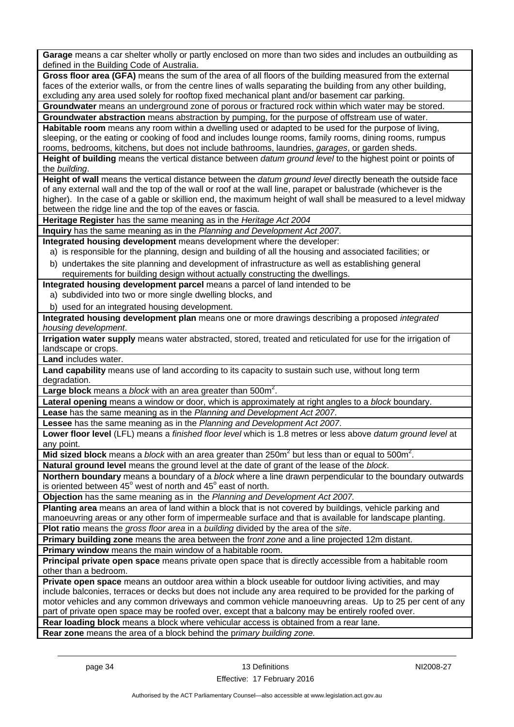**Garage** means a car shelter wholly or partly enclosed on more than two sides and includes an outbuilding as defined in the Building Code of Australia.

**Gross floor area (GFA)** means the sum of the area of all floors of the building measured from the external faces of the exterior walls, or from the centre lines of walls separating the building from any other building, excluding any area used solely for rooftop fixed mechanical plant and/or basement car parking.

**Groundwater** means an underground zone of porous or fractured rock within which water may be stored.

**Groundwater abstraction** means abstraction by pumping, for the purpose of offstream use of water.

**Habitable room** means any room within a dwelling used or adapted to be used for the purpose of living, sleeping, or the eating or cooking of food and includes lounge rooms, family rooms, dining rooms, rumpus rooms, bedrooms, kitchens, but does not include bathrooms, laundries, *garages*, or garden sheds.

**Height of building** means the vertical distance between *datum ground level* to the highest point or points of the *building*.

**Height of wall** means the vertical distance between the *datum ground level* directly beneath the outside face of any external wall and the top of the wall or roof at the wall line, parapet or balustrade (whichever is the higher). In the case of a gable or skillion end, the maximum height of wall shall be measured to a level midway between the ridge line and the top of the eaves or fascia.

**Heritage Register** has the same meaning as in the *Heritage Act 2004*

**Inquiry** has the same meaning as in the *Planning and Development Act 2007*.

**Integrated housing development** means development where the developer:

a) is responsible for the planning, design and building of all the housing and associated facilities; or

b) undertakes the site planning and development of infrastructure as well as establishing general requirements for building design without actually constructing the dwellings.

**Integrated housing development parcel** means a parcel of land intended to be

a) subdivided into two or more single dwelling blocks, and

b) used for an integrated housing development.

**Integrated housing development plan** means one or more drawings describing a proposed *integrated housing development*.

**Irrigation water supply** means water abstracted, stored, treated and reticulated for use for the irrigation of landscape or crops.

**Land** includes water.

**Land capability** means use of land according to its capacity to sustain such use, without long term degradation.

**Large block** means a *block* with an area greater than 500m$^2$.

**Lateral opening** means a window or door, which is approximately at right angles to a *block* boundary.

**Lease** has the same meaning as in the *Planning and Development Act 2007*.

**Lessee** has the same meaning as in the *Planning and Development Act 2007*.

**Lower floor level** (LFL) means a *finished floor level* which is 1.8 metres or less above *datum ground level* at any point.

**Mid sized block** means a *block* with an area greater than 250m$^2$ but less than or equal to 500m$^2$.

**Natural ground level** means the ground level at the date of grant of the lease of the *block*.

**Northern boundary** means a boundary of a *block* where a line drawn perpendicular to the boundary outwards is oriented between 45$^o$ west of north and 45$^o$ east of north.

**Objection** has the same meaning as in the *Planning and Development Act 2007.*

**Planting area** means an area of land within a block that is not covered by buildings, vehicle parking and manoeuvring areas or any other form of impermeable surface and that is available for landscape planting.

**Plot ratio** means the *gross floor area* in a *building* divided by the area of the *site*.

**Primary building zone** means the area between the f*ront zone* and a line projected 12m distant.

**Primary window** means the main window of a habitable room.

**Principal private open space** means private open space that is directly accessible from a habitable room other than a bedroom.

**Private open space** means an outdoor area within a block useable for outdoor living activities, and may include balconies, terraces or decks but does not include any area required to be provided for the parking of motor vehicles and any common driveways and common vehicle manoeuvring areas. Up to 25 per cent of any part of private open space may be roofed over, except that a balcony may be entirely roofed over.

**Rear loading block** means a block where vehicular access is obtained from a rear lane.

**Rear zone** means the area of a block behind the p*rimary building zone.*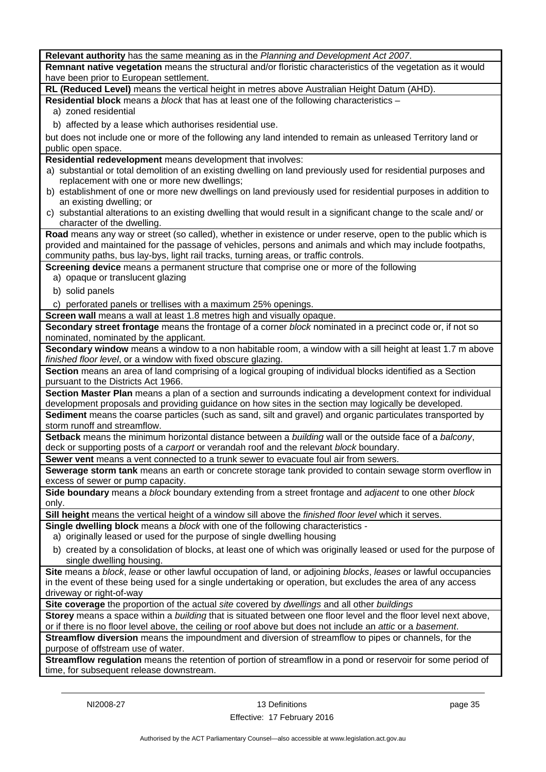**Relevant authority** has the same meaning as in the *Planning and Development Act 2007*.

**Remnant native vegetation** means the structural and/or floristic characteristics of the vegetation as it would have been prior to European settlement.

**RL (Reduced Level)** means the vertical height in metres above Australian Height Datum (AHD).

**Residential block** means a *block* that has at least one of the following characteristics –

a) zoned residential

b) affected by a lease which authorises residential use.

but does not include one or more of the following any land intended to remain as unleased Territory land or public open space.

**Residential redevelopment** means development that involves:

a) substantial or total demolition of an existing dwelling on land previously used for residential purposes and replacement with one or more new dwellings;

b) establishment of one or more new dwellings on land previously used for residential purposes in addition to an existing dwelling; or

c) substantial alterations to an existing dwelling that would result in a significant change to the scale and/ or character of the dwelling.

**Road** means any way or street (so called), whether in existence or under reserve, open to the public which is provided and maintained for the passage of vehicles, persons and animals and which may include footpaths, community paths, bus lay-bys, light rail tracks, turning areas, or traffic controls.

**Screening device** means a permanent structure that comprise one or more of the following

a) opaque or translucent glazing

b) solid panels

c) perforated panels or trellises with a maximum 25% openings.

**Screen wall** means a wall at least 1.8 metres high and visually opaque.

**Secondary street frontage** means the frontage of a corner *block* nominated in a precinct code or, if not so nominated, nominated by the applicant.

**Secondary window** means a window to a non habitable room, a window with a sill height at least 1.7 m above *finished floor level*, or a window with fixed obscure glazing.

**Section** means an area of land comprising of a logical grouping of individual blocks identified as a Section pursuant to the Districts Act 1966.

**Section Master Plan** means a plan of a section and surrounds indicating a development context for individual development proposals and providing guidance on how sites in the section may logically be developed.

**Sediment** means the coarse particles (such as sand, silt and gravel) and organic particulates transported by storm runoff and streamflow.

**Setback** means the minimum horizontal distance between a *building* wall or the outside face of a *balcony*, deck or supporting posts of a *carport* or verandah roof and the relevant *block* boundary.

**Sewer vent** means a vent connected to a trunk sewer to evacuate foul air from sewers.

**Sewerage storm tank** means an earth or concrete storage tank provided to contain sewage storm overflow in excess of sewer or pump capacity.

**Side boundary** means a *block* boundary extending from a street frontage and *adjacent* to one other *block* only.

**Sill height** means the vertical height of a window sill above the *finished floor level* which it serves.

**Single dwelling block** means a *block* with one of the following characteristics -

a) originally leased or used for the purpose of single dwelling housing

b) created by a consolidation of blocks, at least one of which was originally leased or used for the purpose of single dwelling housing.

**Site** means a *block*, *lease* or other lawful occupation of land, or adjoining *blocks*, *leases* or lawful occupancies in the event of these being used for a single undertaking or operation, but excludes the area of any access driveway or right-of-way

**Site coverage** the proportion of the actual *site* covered by *dwellings* and all other *buildings*

**Storey** means a space within a *building* that is situated between one floor level and the floor level next above, or if there is no floor level above, the ceiling or roof above but does not include an *attic* or a *basement*.

**Streamflow diversion** means the impoundment and diversion of streamflow to pipes or channels, for the purpose of offstream use of water.

**Streamflow regulation** means the retention of portion of streamflow in a pond or reservoir for some period of time, for subsequent release downstream.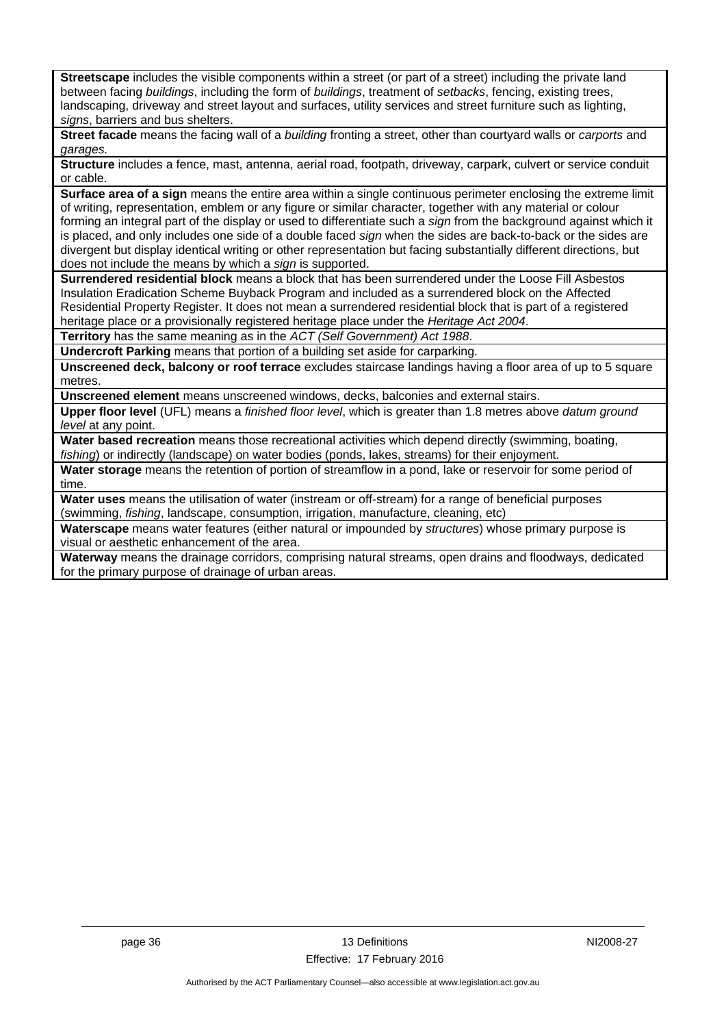**Streetscape** includes the visible components within a street (or part of a street) including the private land between facing *buildings*, including the form of *buildings*, treatment of *setbacks*, fencing, existing trees, landscaping, driveway and street layout and surfaces, utility services and street furniture such as lighting, *signs*, barriers and bus shelters.

**Street facade** means the facing wall of a *building* fronting a street, other than courtyard walls or *carports* and *garages.*

**Structure** includes a fence, mast, antenna, aerial road, footpath, driveway, carpark, culvert or service conduit or cable.

**Surface area of a sign** means the entire area within a single continuous perimeter enclosing the extreme limit of writing, representation, emblem or any figure or similar character, together with any material or colour forming an integral part of the display or used to differentiate such a *sign* from the background against which it is placed, and only includes one side of a double faced *sign* when the sides are back-to-back or the sides are divergent but display identical writing or other representation but facing substantially different directions, but does not include the means by which a *sign* is supported.

**Surrendered residential block** means a block that has been surrendered under the Loose Fill Asbestos Insulation Eradication Scheme Buyback Program and included as a surrendered block on the Affected Residential Property Register. It does not mean a surrendered residential block that is part of a registered heritage place or a provisionally registered heritage place under the *Heritage Act 2004*.

**Territory** has the same meaning as in the *ACT (Self Government) Act 1988*.

**Undercroft Parking** means that portion of a building set aside for carparking.

**Unscreened deck, balcony or roof terrace** excludes staircase landings having a floor area of up to 5 square metres.

**Unscreened element** means unscreened windows, decks, balconies and external stairs.

**Upper floor level** (UFL) means a *finished floor level*, which is greater than 1.8 metres above *datum ground level* at any point.

**Water based recreation** means those recreational activities which depend directly (swimming, boating, *fishing*) or indirectly (landscape) on water bodies (ponds, lakes, streams) for their enjoyment.

**Water storage** means the retention of portion of streamflow in a pond, lake or reservoir for some period of time.

**Water uses** means the utilisation of water (instream or off-stream) for a range of beneficial purposes (swimming, *fishing*, landscape, consumption, irrigation, manufacture, cleaning, etc)

**Waterscape** means water features (either natural or impounded by *structures*) whose primary purpose is visual or aesthetic enhancement of the area.

**Waterway** means the drainage corridors, comprising natural streams, open drains and floodways, dedicated for the primary purpose of drainage of urban areas.